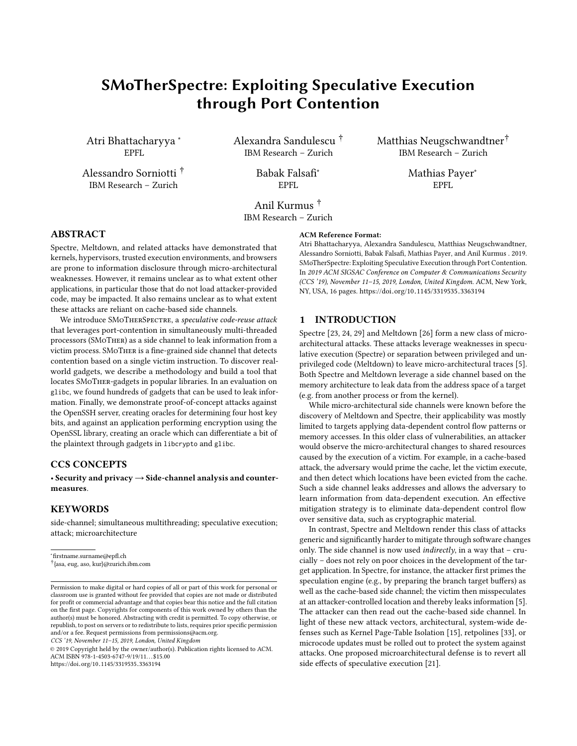# SMoTherSpectre: Exploiting Speculative Execution through Port Contention

Atri Bhattacharyya [*]
EPFL

Alexandra Sandulescu [†]
IBM Research – Zurich

Matthias Neugschwandtner [†]
IBM Research – Zurich

Alessandro Sorniotti [†]
IBM Research – Zurich

Babak Falsafi [*]
EPFL

Mathias Payer [*]
EPFL

Anil Kurmus [†]
IBM Research – Zurich

## ABSTRACT

Spectre, Meltdown, and related attacks have demonstrated that kernels, hypervisors, trusted execution environments, and browsers are prone to information disclosure through micro-architectural weaknesses. However, it remains unclear as to what extent other applications, in particular those that do not load attacker-provided code, may be impacted. It also remains unclear as to what extent these attacks are reliant on cache-based side channels.

We introduce SMoTherSpectre, a *speculative code-reuse attack* that leverages port-contention in simultaneously multi-threaded processors (SMoTher) as a side channel to leak information from a victim process. SMoTher is a fine-grained side channel that detects contention based on a single victim instruction. To discover real-world gadgets, we describe a methodology and build a tool that locates SMoTher-gadgets in popular libraries. In an evaluation on `glibc`, we found hundreds of gadgets that can be used to leak information. Finally, we demonstrate proof-of-concept attacks against the OpenSSH server, creating oracles for determining four host key bits, and against an application performing encryption using the OpenSSL library, creating an oracle which can differentiate a bit of the plaintext through gadgets in `libcrypto` and `glibc`.

## CCS CONCEPTS

• **Security and privacy → Side-channel analysis and countermeasures**.

## KEYWORDS

side-channel; simultaneous multithreading; speculative execution; attack; microarchitecture

[*] firstname.surname@epfl.ch
[†] {asa, eug, aso, kur}@zurich.ibm.com

Permission to make digital or hard copies of all or part of this work for personal or classroom use is granted without fee provided that copies are not made or distributed for profit or commercial advantage and that copies bear this notice and the full citation on the first page. Copyrights for components of this work owned by others than the author(s) must be honored. Abstracting with credit is permitted. To copy otherwise, or republish, to post on servers or to redistribute to lists, requires prior specific permission and/or a fee. Request permissions from permissions@acm.org.
*CCS '19, November 11–15, 2019, London, United Kingdom*
© 2019 Copyright held by the owner/author(s). Publication rights licensed to ACM.
ACM ISBN 978-1-4503-6747-9/19/11...$15.00
https://doi.org/10.1145/3319535.3363194

**ACM Reference Format:**
Atri Bhattacharyya, Alexandra Sandulescu, Matthias Neugschwandtner, Alessandro Sorniotti, Babak Falsafi, Mathias Payer, and Anil Kurmus . 2019. SMoTherSpectre: Exploiting Speculative Execution through Port Contention. In *2019 ACM SIGSAC Conference on Computer & Communications Security (CCS '19), November 11–15, 2019, London, United Kingdom.* ACM, New York, NY, USA, 16 pages. https://doi.org/10.1145/3319535.3363194

## 1 INTRODUCTION

Spectre [23, 24, 29] and Meltdown [26] form a new class of micro-architectural attacks. These attacks leverage weaknesses in speculative execution (Spectre) or separation between privileged and unprivileged code (Meltdown) to leave micro-architectural traces [5]. Both Spectre and Meltdown leverage a side channel based on the memory architecture to leak data from the address space of a target (e.g. from another process or from the kernel).

While micro-architectural side channels were known before the discovery of Meltdown and Spectre, their applicability was mostly limited to targets applying data-dependent control flow patterns or memory accesses. In this older class of vulnerabilities, an attacker would observe the micro-architectural changes to shared resources caused by the execution of a victim. For example, in a cache-based attack, the adversary would prime the cache, let the victim execute, and then detect which locations have been evicted from the cache. Such a side channel leaks addresses and allows the adversary to learn information from data-dependent execution. An effective mitigation strategy is to eliminate data-dependent control flow over sensitive data, such as cryptographic material.

In contrast, Spectre and Meltdown render this class of attacks generic and significantly harder to mitigate through software changes only. The side channel is now used *indirectly*, in a way that – crucially – does not rely on poor choices in the development of the target application. In Spectre, for instance, the attacker first primes the speculation engine (e.g., by preparing the branch target buffers) as well as the cache-based side channel; the victim then misspeculates at an attacker-controlled location and thereby leaks information [5]. The attacker can then read out the cache-based side channel. In light of these new attack vectors, architectural, system-wide defenses such as Kernel Page-Table Isolation [15], retpolines [33], or microcode updates must be rolled out to protect the system against attacks. One proposed microarchitectural defense is to revert all side effects of speculative execution [21].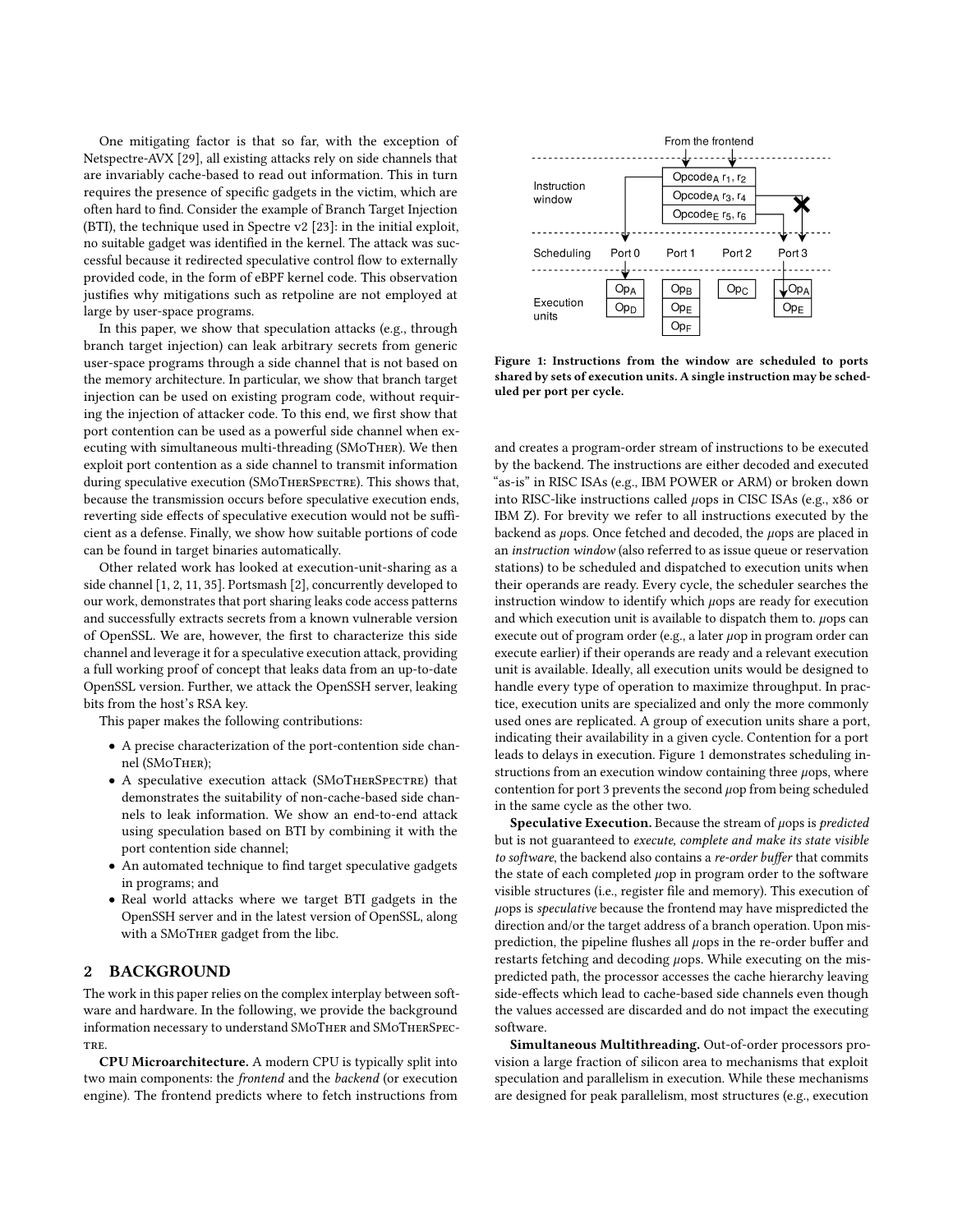One mitigating factor is that so far, with the exception of Netspectre-AVX [29], all existing attacks rely on side channels that are invariably cache-based to read out information. This in turn requires the presence of specific gadgets in the victim, which are often hard to find. Consider the example of Branch Target Injection (BTI), the technique used in Spectre v2 [23]: in the initial exploit, no suitable gadget was identified in the kernel. The attack was successful because it redirected speculative control flow to externally provided code, in the form of eBPF kernel code. This observation justifies why mitigations such as retpoline are not employed at large by user-space programs.

In this paper, we show that speculation attacks (e.g., through branch target injection) can leak arbitrary secrets from generic user-space programs through a side channel that is not based on the memory architecture. In particular, we show that branch target injection can be used on existing program code, without requiring the injection of attacker code. To this end, we first show that port contention can be used as a powerful side channel when executing with simultaneous multi-threading (SMoTHER). We then exploit port contention as a side channel to transmit information during speculative execution (SMoTHERSPECTRE). This shows that, because the transmission occurs before speculative execution ends, reverting side effects of speculative execution would not be sufficient as a defense. Finally, we show how suitable portions of code can be found in target binaries automatically.

Other related work has looked at execution-unit-sharing as a side channel [1, 2, 11, 35]. Portsmash [2], concurrently developed to our work, demonstrates that port sharing leaks code access patterns and successfully extracts secrets from a known vulnerable version of OpenSSL. We are, however, the first to characterize this side channel and leverage it for a speculative execution attack, providing a full working proof of concept that leaks data from an up-to-date OpenSSL version. Further, we attack the OpenSSH server, leaking bits from the host's RSA key.

This paper makes the following contributions:

- A precise characterization of the port-contention side channel (SMoTHER);
- A speculative execution attack (SMoTHERSPECTRE) that demonstrates the suitability of non-cache-based side channels to leak information. We show an end-to-end attack using speculation based on BTI by combining it with the port contention side channel;
- An automated technique to find target speculative gadgets in programs; and
- Real world attacks where we target BTI gadgets in the OpenSSH server and in the latest version of OpenSSL, along with a SMoTHER gadget from the libc.

## 2 BACKGROUND

The work in this paper relies on the complex interplay between software and hardware. In the following, we provide the background information necessary to understand SMoTHER and SMoTHERSPECTRE.

**CPU Microarchitecture.** A modern CPU is typically split into two main components: the *frontend* and the *backend* (or execution engine). The frontend predicts where to fetch instructions from and creates a program-order stream of instructions to be executed by the backend. The instructions are either decoded and executed "as-is" in RISC ISAs (e.g., IBM POWER or ARM) or broken down into RISC-like instructions called μops in CISC ISAs (e.g., x86 or IBM Z). For brevity we refer to all instructions executed by the backend as μops. Once fetched and decoded, the μops are placed in an *instruction window* (also referred to as issue queue or reservation stations) to be scheduled and dispatched to execution units when their operands are ready. Every cycle, the scheduler searches the instruction window to identify which μops are ready for execution and which execution unit is available to dispatch them to. μops can execute out of program order (e.g., a later μop in program order can execute earlier) if their operands are ready and a relevant execution unit is available. Ideally, all execution units would be designed to handle every type of operation to maximize throughput. In practice, execution units are specialized and only the more commonly used ones are replicated. A group of execution units share a port, indicating their availability in a given cycle. Contention for a port leads to delays in execution. Figure 1 demonstrates scheduling instructions from an execution window containing three μops, where contention for port 3 prevents the second μop from being scheduled in the same cycle as the other two.

**Figure 1: Instructions from the window are scheduled to ports shared by sets of execution units. A single instruction may be scheduled per port per cycle.**

**Speculative Execution.** Because the stream of μops is *predicted* but is not guaranteed to *execute, complete and make its state visible to software*, the backend also contains a *re-order buffer* that commits the state of each completed μop in program order to the software visible structures (i.e., register file and memory). This execution of μops is *speculative* because the frontend may have mispredicted the direction and/or the target address of a branch operation. Upon misprediction, the pipeline flushes all μops in the re-order buffer and restarts fetching and decoding μops. While executing on the mispredicted path, the processor accesses the cache hierarchy leaving side-effects which lead to cache-based side channels even though the values accessed are discarded and do not impact the executing software.

**Simultaneous Multithreading.** Out-of-order processors provision a large fraction of silicon area to mechanisms that exploit speculation and parallelism in execution. While these mechanisms are designed for peak parallelism, most structures (e.g., execution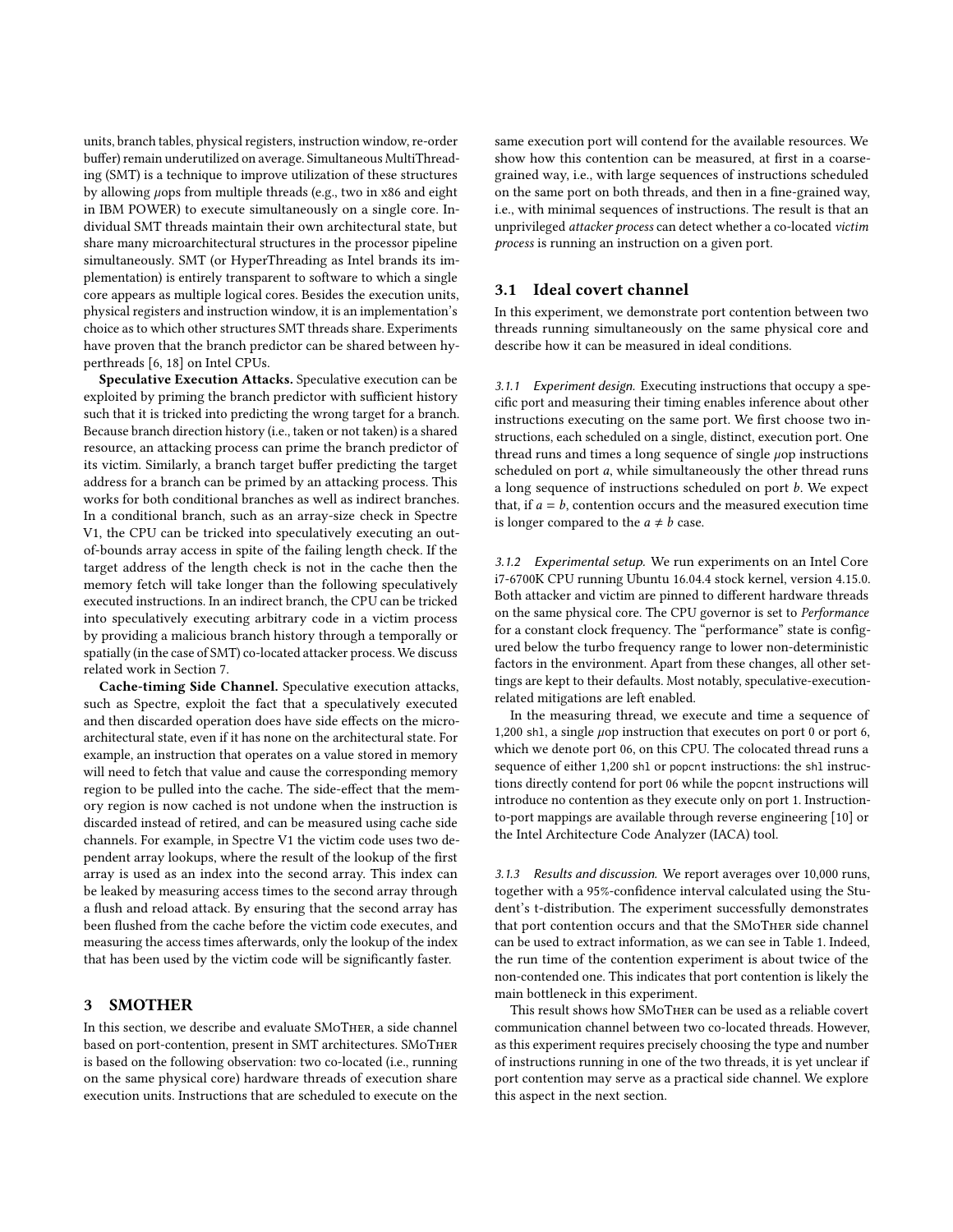units, branch tables, physical registers, instruction window, re-order buffer) remain underutilized on average. Simultaneous MultiThreading (SMT) is a technique to improve utilization of these structures by allowing $\mu$ops from multiple threads (e.g., two in x86 and eight in IBM POWER) to execute simultaneously on a single core. Individual SMT threads maintain their own architectural state, but share many microarchitectural structures in the processor pipeline simultaneously. SMT (or HyperThreading as Intel brands its implementation) is entirely transparent to software to which a single core appears as multiple logical cores. Besides the execution units, physical registers and instruction window, it is an implementation's choice as to which other structures SMT threads share. Experiments have proven that the branch predictor can be shared between hyperthreads [6, 18] on Intel CPUs.

**Speculative Execution Attacks.** Speculative execution can be exploited by priming the branch predictor with sufficient history such that it is tricked into predicting the wrong target for a branch. Because branch direction history (i.e., taken or not taken) is a shared resource, an attacking process can prime the branch predictor of its victim. Similarly, a branch target buffer predicting the target address for a branch can be primed by an attacking process. This works for both conditional branches as well as indirect branches. In a conditional branch, such as an array-size check in Spectre V1, the CPU can be tricked into speculatively executing an out-of-bounds array access in spite of the failing length check. If the target address of the length check is not in the cache then the memory fetch will take longer than the following speculatively executed instructions. In an indirect branch, the CPU can be tricked into speculatively executing arbitrary code in a victim process by providing a malicious branch history through a temporally or spatially (in the case of SMT) co-located attacker process. We discuss related work in Section 7.

**Cache-timing Side Channel.** Speculative execution attacks, such as Spectre, exploit the fact that a speculatively executed and then discarded operation does have side effects on the microarchitectural state, even if it has none on the architectural state. For example, an instruction that operates on a value stored in memory will need to fetch that value and cause the corresponding memory region to be pulled into the cache. The side-effect that the memory region is now cached is not undone when the instruction is discarded instead of retired, and can be measured using cache side channels. For example, in Spectre V1 the victim code uses two dependent array lookups, where the result of the lookup of the first array is used as an index into the second array. This index can be leaked by measuring access times to the second array through a flush and reload attack. By ensuring that the second array has been flushed from the cache before the victim code executes, and measuring the access times afterwards, only the lookup of the index that has been used by the victim code will be significantly faster.

## 3 SMOTHER

In this section, we describe and evaluate SMoTher, a side channel based on port-contention, present in SMT architectures. SMoTher is based on the following observation: two co-located (i.e., running on the same physical core) hardware threads of execution share execution units. Instructions that are scheduled to execute on the same execution port will contend for the available resources. We show how this contention can be measured, at first in a coarse-grained way, i.e., with large sequences of instructions scheduled on the same port on both threads, and then in a fine-grained way, i.e., with minimal sequences of instructions. The result is that an unprivileged *attacker process* can detect whether a co-located *victim process* is running an instruction on a given port.

### 3.1 Ideal covert channel

In this experiment, we demonstrate port contention between two threads running simultaneously on the same physical core and describe how it can be measured in ideal conditions.

*3.1.1 Experiment design.* Executing instructions that occupy a specific port and measuring their timing enables inference about other instructions executing on the same port. We first choose two instructions, each scheduled on a single, distinct, execution port. One thread runs and times a long sequence of single $\mu$op instructions scheduled on port $a$, while simultaneously the other thread runs a long sequence of instructions scheduled on port $b$. We expect that, if $a = b$, contention occurs and the measured execution time is longer compared to the $a \neq b$ case.

*3.1.2 Experimental setup.* We run experiments on an Intel Core i7-6700K CPU running Ubuntu 16.04.4 stock kernel, version 4.15.0. Both attacker and victim are pinned to different hardware threads on the same physical core. The CPU governor is set to *Performance* for a constant clock frequency. The "performance" state is configured below the turbo frequency range to lower non-deterministic factors in the environment. Apart from these changes, all other settings are kept to their defaults. Most notably, speculative-execution-related mitigations are left enabled.

In the measuring thread, we execute and time a sequence of 1,200 `shl`, a single $\mu$op instruction that executes on port 0 or port 6, which we denote port 06, on this CPU. The colocated thread runs a sequence of either 1,200 `shl` or `popcnt` instructions: the `shl` instructions directly contend for port 06 while the `popcnt` instructions will introduce no contention as they execute only on port 1. Instruction-to-port mappings are available through reverse engineering [10] or the Intel Architecture Code Analyzer (IACA) tool.

*3.1.3 Results and discussion.* We report averages over 10,000 runs, together with a 95%-confidence interval calculated using the Student's t-distribution. The experiment successfully demonstrates that port contention occurs and that the SMoTher side channel can be used to extract information, as we can see in Table 1. Indeed, the run time of the contention experiment is about twice of the non-contended one. This indicates that port contention is likely the main bottleneck in this experiment.

This result shows how SMoTher can be used as a reliable covert communication channel between two co-located threads. However, as this experiment requires precisely choosing the type and number of instructions running in one of the two threads, it is yet unclear if port contention may serve as a practical side channel. We explore this aspect in the next section.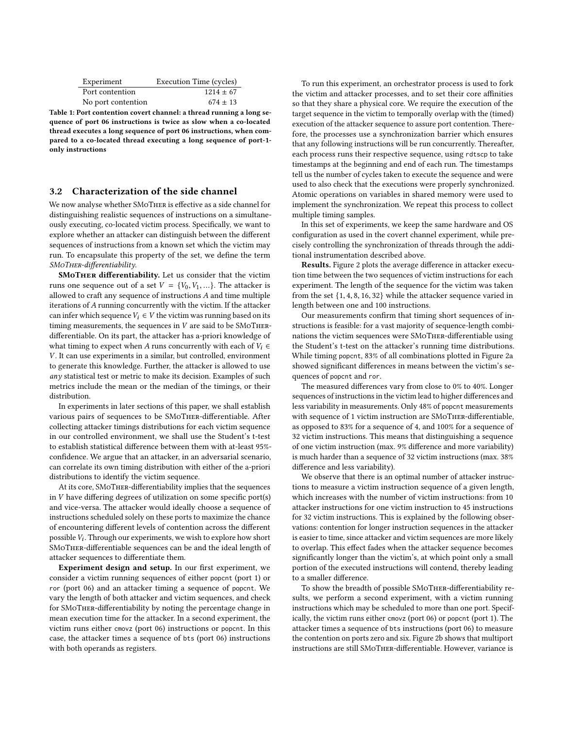| Experiment | Execution Time (cycles) |
| --- | --- |
| Port contention | 1214 ± 67 |
| No port contention | 674 ± 13 |

**Table 1: Port contention covert channel: a thread running a long sequence of port 06 instructions is twice as slow when a co-located thread executes a long sequence of port 06 instructions, when compared to a co-located thread executing a long sequence of port-1-only instructions**

### 3.2 Characterization of the side channel

We now analyse whether SMoTher is effective as a side channel for distinguishing realistic sequences of instructions on a simultaneously executing, co-located victim process. Specifically, we want to explore whether an attacker can distinguish between the different sequences of instructions from a known set which the victim may run. To encapsulate this property of the set, we define the term *SMoTher-differentiability*.

**SMoTher differentiability.** Let us consider that the victim runs one sequence out of a set $V = \{V_0, V_1, \ldots\}$. The attacker is allowed to craft any sequence of instructions $A$ and time multiple iterations of $A$ running concurrently with the victim. If the attacker can infer which sequence $V_i \in V$ the victim was running based on its timing measurements, the sequences in $V$ are said to be SMoTher-differentiable. On its part, the attacker has a-priori knowledge of what timing to expect when $A$ runs concurrently with each of $V_i \in V$. It can use experiments in a similar, but controlled, environment to generate this knowledge. Further, the attacker is allowed to use *any* statistical test or metric to make its decision. Examples of such metrics include the mean or the median of the timings, or their distribution.

In experiments in later sections of this paper, we shall establish various pairs of sequences to be SMoTher-differentiable. After collecting attacker timings distributions for each victim sequence in our controlled environment, we shall use the Student's t-test to establish statistical difference between them with at-least 95%-confidence. We argue that an attacker, in an adversarial scenario, can correlate its own timing distribution with either of the a-priori distributions to identify the victim sequence.

At its core, SMoTher-differentiability implies that the sequences in $V$ have differing degrees of utilization on some specific port(s) and vice-versa. The attacker would ideally choose a sequence of instructions scheduled solely on these ports to maximize the chance of encountering different levels of contention across the different possible $V_i$. Through our experiments, we wish to explore how short SMoTher-differentiable sequences can be and the ideal length of attacker sequences to differentiate them.

**Experiment design and setup.** In our first experiment, we consider a victim running sequences of either `popcnt` (port 1) or `ror` (port 06) and an attacker timing a sequence of `popcnt`. We vary the length of both attacker and victim sequences, and check for SMoTher-differentiability by noting the percentage change in mean execution time for the attacker. In a second experiment, the victim runs either `cmovz` (port 06) instructions or `popcnt`. In this case, the attacker times a sequence of `bts` (port 06) instructions with both operands as registers.

To run this experiment, an orchestrator process is used to fork the victim and attacker processes, and to set their core affinities so that they share a physical core. We require the execution of the target sequence in the victim to temporally overlap with the (timed) execution of the attacker sequence to assure port contention. Therefore, the processes use a synchronization barrier which ensures that any following instructions will be run concurrently. Thereafter, each process runs their respective sequence, using `rdtscp` to take timestamps at the beginning and end of each run. The timestamps tell us the number of cycles taken to execute the sequence and were used to also check that the executions were properly synchronized. Atomic operations on variables in shared memory were used to implement the synchronization. We repeat this process to collect multiple timing samples.

In this set of experiments, we keep the same hardware and OS configuration as used in the covert channel experiment, while precisely controlling the synchronization of threads through the additional instrumentation described above.

**Results.** Figure 2 plots the average difference in attacker execution time between the two sequences of victim instructions for each experiment. The length of the sequence for the victim was taken from the set $\{1, 4, 8, 16, 32\}$ while the attacker sequence varied in length between one and 100 instructions.

Our measurements confirm that timing short sequences of instructions is feasible: for a vast majority of sequence-length combinations the victim sequences were SMoTher-differentiable using the Student's t-test on the attacker's running time distributions. While timing `popcnt`, 83% of all combinations plotted in Figure 2a showed significant differences in means between the victim's sequences of `popcnt` and `ror`.

The measured differences vary from close to 0% to 40%. Longer sequences of instructions in the victim lead to higher differences and less variability in measurements. Only 48% of `popcnt` measurements with sequence of 1 victim instruction are SMoTher-differentiable, as opposed to 83% for a sequence of 4, and 100% for a sequence of 32 victim instructions. This means that distinguishing a sequence of one victim instruction (max. 9% difference and more variability) is much harder than a sequence of 32 victim instructions (max. 38% difference and less variability).

We observe that there is an optimal number of attacker instructions to measure a victim instruction sequence of a given length, which increases with the number of victim instructions: from 10 attacker instructions for one victim instruction to 45 instructions for 32 victim instructions. This is explained by the following observations: contention for longer instruction sequences in the attacker is easier to time, since attacker and victim sequences are more likely to overlap. This effect fades when the attacker sequence becomes significantly longer than the victim's, at which point only a small portion of the executed instructions will contend, thereby leading to a smaller difference.

To show the breadth of possible SMoTher-differentiability results, we perform a second experiment, with a victim running instructions which may be scheduled to more than one port. Specifically, the victim runs either `cmovz` (port 06) or `popcnt` (port 1). The attacker times a sequence of `bts` instructions (port 06) to measure the contention on ports zero and six. Figure 2b shows that multiport instructions are still SMoTher-differentiable. However, variance is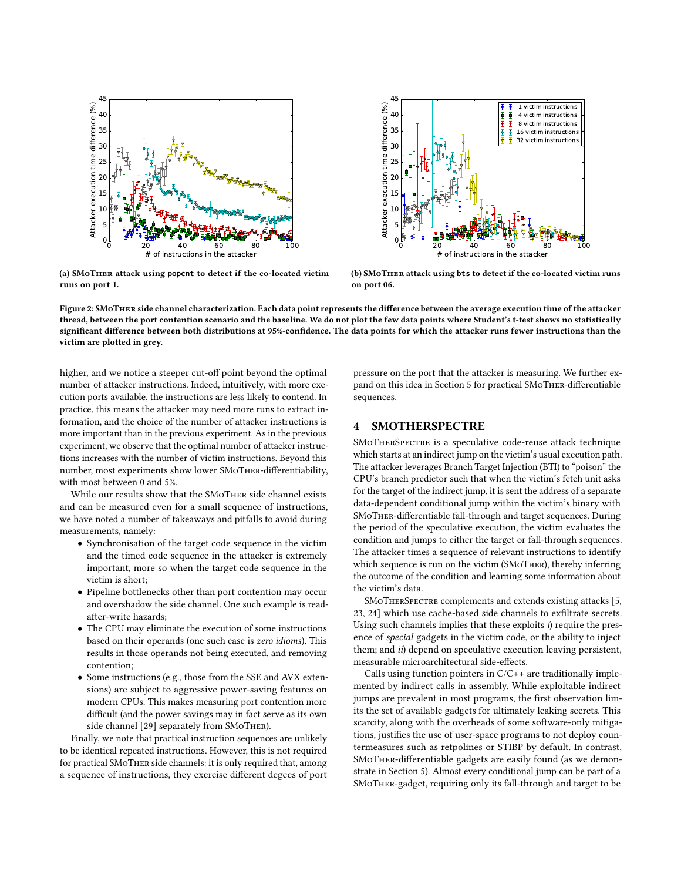(a) SMoTher attack using `popcnt` to detect if the co-located victim runs on port 1.

(b) SMoTher attack using `bts` to detect if the co-located victim runs on port 06.

**Figure 2: SMoTher side channel characterization. Each data point represents the difference between the average execution time of the attacker thread, between the port contention scenario and the baseline. We do not plot the few data points where Student's t-test shows no statistically significant difference between both distributions at 95%-confidence. The data points for which the attacker runs fewer instructions than the victim are plotted in grey.**

higher, and we notice a steeper cut-off point beyond the optimal number of attacker instructions. Indeed, intuitively, with more execution ports available, the instructions are less likely to contend. In practice, this means the attacker may need more runs to extract information, and the choice of the number of attacker instructions is more important than in the previous experiment. As in the previous experiment, we observe that the optimal number of attacker instructions increases with the number of victim instructions. Beyond this number, most experiments show lower SMoTher-differentiability, with most between 0 and 5%.

While our results show that the SMoTher side channel exists and can be measured even for a small sequence of instructions, we have noted a number of takeaways and pitfalls to avoid during measurements, namely:

- Synchronisation of the target code sequence in the victim and the timed code sequence in the attacker is extremely important, more so when the target code sequence in the victim is short;
- Pipeline bottlenecks other than port contention may occur and overshadow the side channel. One such example is read-after-write hazards;
- The CPU may eliminate the execution of some instructions based on their operands (one such case is *zero idioms*). This results in those operands not being executed, and removing contention;
- Some instructions (e.g., those from the SSE and AVX extensions) are subject to aggressive power-saving features on modern CPUs. This makes measuring port contention more difficult (and the power savings may in fact serve as its own side channel [29] separately from SMoTher).

Finally, we note that practical instruction sequences are unlikely to be identical repeated instructions. However, this is not required for practical SMoTher side channels: it is only required that, among a sequence of instructions, they exercise different degees of port pressure on the port that the attacker is measuring. We further expand on this idea in Section 5 for practical SMoTher-differentiable sequences.

## 4 SMOTHERSPECTRE

SMoTherSpectre is a speculative code-reuse attack technique which starts at an indirect jump on the victim's usual execution path. The attacker leverages Branch Target Injection (BTI) to "poison" the CPU's branch predictor such that when the victim's fetch unit asks for the target of the indirect jump, it is sent the address of a separate data-dependent conditional jump within the victim's binary with SMoTher-differentiable fall-through and target sequences. During the period of the speculative execution, the victim evaluates the condition and jumps to either the target or fall-through sequences. The attacker times a sequence of relevant instructions to identify which sequence is run on the victim (SMoTher), thereby inferring the outcome of the condition and learning some information about the victim's data.

SMoTherSpectre complements and extends existing attacks [5, 23, 24] which use cache-based side channels to exfiltrate secrets. Using such channels implies that these exploits *i)* require the presence of *special* gadgets in the victim code, or the ability to inject them; and *ii)* depend on speculative execution leaving persistent, measurable microarchitectural side-effects.

Calls using function pointers in C/C++ are traditionally implemented by indirect calls in assembly. While exploitable indirect jumps are prevalent in most programs, the first observation limits the set of available gadgets for ultimately leaking secrets. This scarcity, along with the overheads of some software-only mitigations, justifies the use of user-space programs to not deploy countermeasures such as retpolines or STIBP by default. In contrast, SMoTher-differentiable gadgets are easily found (as we demonstrate in Section 5). Almost every conditional jump can be part of a SMoTher-gadget, requiring only its fall-through and target to be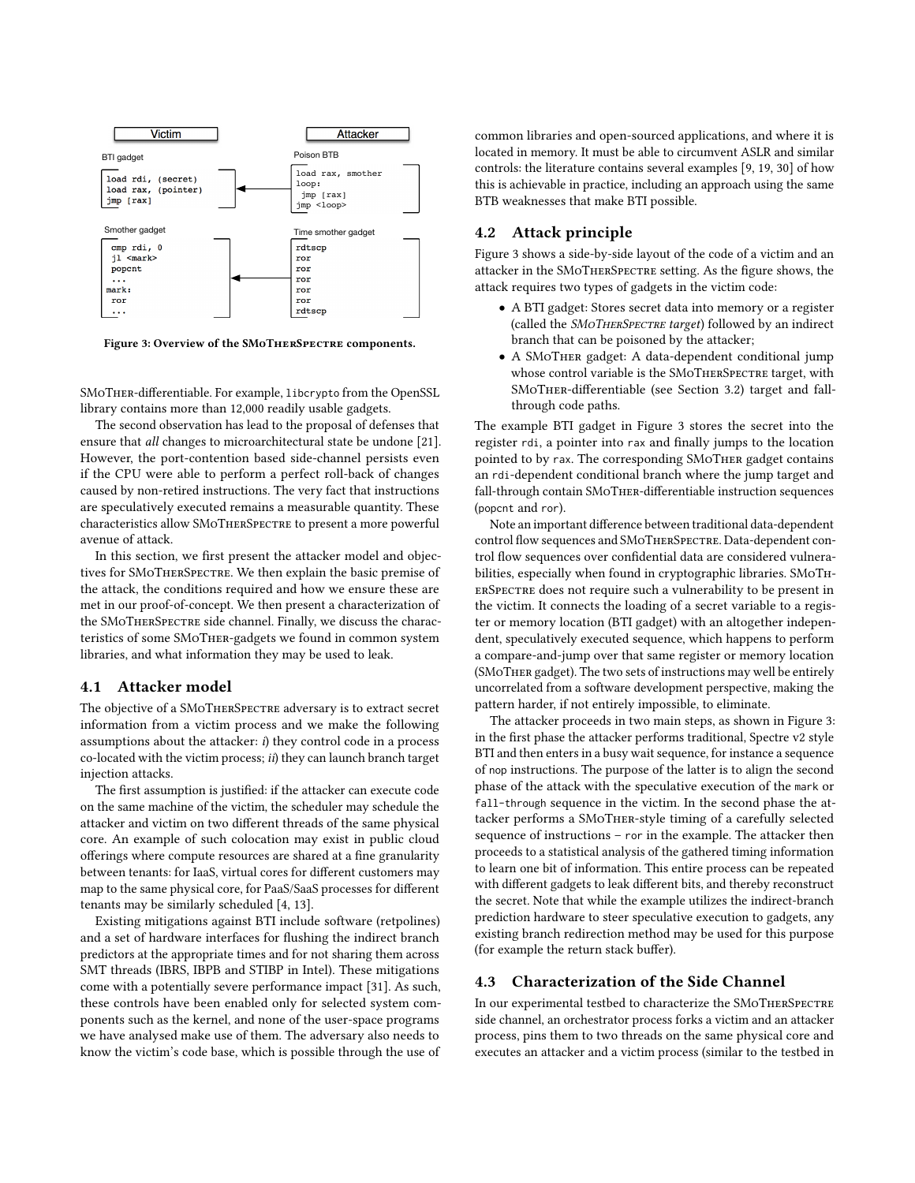**Victim**

BTI gadget

```
load rdi, (secret)
load rax, (pointer)
jmp [rax]
```

Smother gadget

```
cmp rdi, 0
jl <mark>
popcnt
...
mark:
ror
...
```

**Attacker**

Poison BTB

```
load rax, smother
loop:
 jmp [rax]
jmp <loop>
```

Time smother gadget

```
rdtscp
ror
ror
ror
ror
ror
rdtscp
```

**Figure 3: Overview of the SMoTherSpectre components.**

SMoTher-differentiable. For example, libcrypto from the OpenSSL library contains more than 12,000 readily usable gadgets.

The second observation has lead to the proposal of defenses that ensure that *all* changes to microarchitectural state be undone [21]. However, the port-contention based side-channel persists even if the CPU were able to perform a perfect roll-back of changes caused by non-retired instructions. The very fact that instructions are speculatively executed remains a measurable quantity. These characteristics allow SMoTherSpectre to present a more powerful avenue of attack.

In this section, we first present the attacker model and objectives for SMoTherSpectre. We then explain the basic premise of the attack, the conditions required and how we ensure these are met in our proof-of-concept. We then present a characterization of the SMoTherSpectre side channel. Finally, we discuss the characteristics of some SMoTher-gadgets we found in common system libraries, and what information they may be used to leak.

## 4.1 Attacker model

The objective of a SMoTherSpectre adversary is to extract secret information from a victim process and we make the following assumptions about the attacker: *i*) they control code in a process co-located with the victim process; *ii*) they can launch branch target injection attacks.

The first assumption is justified: if the attacker can execute code on the same machine of the victim, the scheduler may schedule the attacker and victim on two different threads of the same physical core. An example of such colocation may exist in public cloud offerings where compute resources are shared at a fine granularity between tenants: for IaaS, virtual cores for different customers may map to the same physical core, for PaaS/SaaS processes for different tenants may be similarly scheduled [4, 13].

Existing mitigations against BTI include software (retpolines) and a set of hardware interfaces for flushing the indirect branch predictors at the appropriate times and for not sharing them across SMT threads (IBRS, IBPB and STIBP in Intel). These mitigations come with a potentially severe performance impact [31]. As such, these controls have been enabled only for selected system components such as the kernel, and none of the user-space programs we have analysed make use of them. The adversary also needs to know the victim's code base, which is possible through the use of common libraries and open-sourced applications, and where it is located in memory. It must be able to circumvent ASLR and similar controls: the literature contains several examples [9, 19, 30] of how this is achievable in practice, including an approach using the same BTB weaknesses that make BTI possible.

## 4.2 Attack principle

Figure 3 shows a side-by-side layout of the code of a victim and an attacker in the SMoTherSpectre setting. As the figure shows, the attack requires two types of gadgets in the victim code:

- A BTI gadget: Stores secret data into memory or a register (called the *SMoTherSpectre target*) followed by an indirect branch that can be poisoned by the attacker;
- A SMoTher gadget: A data-dependent conditional jump whose control variable is the SMoTherSpectre target, with SMoTher-differentiable (see Section 3.2) target and fall-through code paths.

The example BTI gadget in Figure 3 stores the secret into the register rdi, a pointer into rax and finally jumps to the location pointed to by rax. The corresponding SMoTher gadget contains an rdi-dependent conditional branch where the jump target and fall-through contain SMoTher-differentiable instruction sequences (popcnt and ror).

Note an important difference between traditional data-dependent control flow sequences and SMoTherSpectre. Data-dependent control flow sequences over confidential data are considered vulnerabilities, especially when found in cryptographic libraries. SMoTherSpectre does not require such a vulnerability to be present in the victim. It connects the loading of a secret variable to a register or memory location (BTI gadget) with an altogether independent, speculatively executed sequence, which happens to perform a compare-and-jump over that same register or memory location (SMoTher gadget). The two sets of instructions may well be entirely uncorrelated from a software development perspective, making the pattern harder, if not entirely impossible, to eliminate.

The attacker proceeds in two main steps, as shown in Figure 3: in the first phase the attacker performs traditional, Spectre v2 style BTI and then enters in a busy wait sequence, for instance a sequence of nop instructions. The purpose of the latter is to align the second phase of the attack with the speculative execution of the mark or fall-through sequence in the victim. In the second phase the attacker performs a SMoTher-style timing of a carefully selected sequence of instructions – ror in the example. The attacker then proceeds to a statistical analysis of the gathered timing information to learn one bit of information. This entire process can be repeated with different gadgets to leak different bits, and thereby reconstruct the secret. Note that while the example utilizes the indirect-branch prediction hardware to steer speculative execution to gadgets, any existing branch redirection method may be used for this purpose (for example the return stack buffer).

## 4.3 Characterization of the Side Channel

In our experimental testbed to characterize the SMoTherSpectre side channel, an orchestrator process forks a victim and an attacker process, pins them to two threads on the same physical core and executes an attacker and a victim process (similar to the testbed in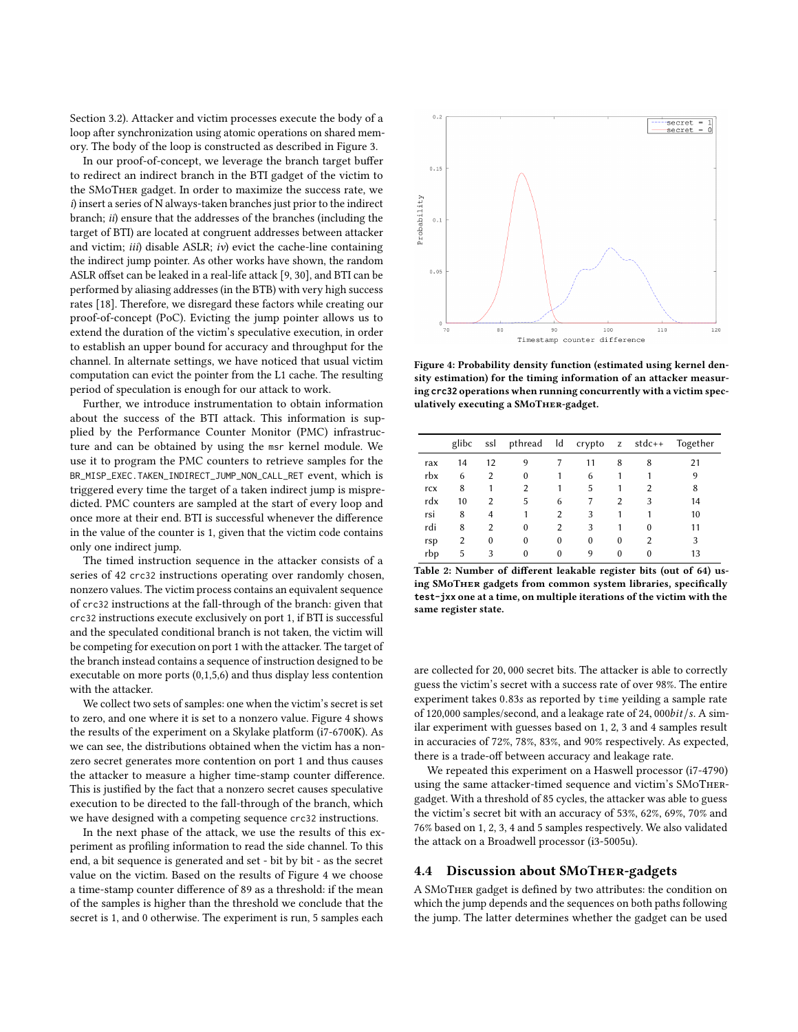Section 3.2). Attacker and victim processes execute the body of a loop after synchronization using atomic operations on shared memory. The body of the loop is constructed as described in Figure 3.

In our proof-of-concept, we leverage the branch target buffer to redirect an indirect branch in the BTI gadget of the victim to the SMoTHER gadget. In order to maximize the success rate, we *i*) insert a series of N always-taken branches just prior to the indirect branch; *ii*) ensure that the addresses of the branches (including the target of BTI) are located at congruent addresses between attacker and victim; *iii*) disable ASLR; *iv*) evict the cache-line containing the indirect jump pointer. As other works have shown, the random ASLR offset can be leaked in a real-life attack [9, 30], and BTI can be performed by aliasing addresses (in the BTB) with very high success rates [18]. Therefore, we disregard these factors while creating our proof-of-concept (PoC). Evicting the jump pointer allows us to extend the duration of the victim's speculative execution, in order to establish an upper bound for accuracy and throughput for the channel. In alternate settings, we have noticed that usual victim computation can evict the pointer from the L1 cache. The resulting period of speculation is enough for our attack to work.

Further, we introduce instrumentation to obtain information about the success of the BTI attack. This information is supplied by the Performance Counter Monitor (PMC) infrastructure and can be obtained by using the `msr` kernel module. We use it to program the PMC counters to retrieve samples for the `BR_MISP_EXEC.TAKEN_INDIRECT_JUMP_NON_CALL_RET` event, which is triggered every time the target of a taken indirect jump is mispredicted. PMC counters are sampled at the start of every loop and once more at their end. BTI is successful whenever the difference in the value of the counter is 1, given that the victim code contains only one indirect jump.

The timed instruction sequence in the attacker consists of a series of 42 `crc32` instructions operating over randomly chosen, nonzero values. The victim process contains an equivalent sequence of `crc32` instructions at the fall-through of the branch: given that `crc32` instructions execute exclusively on port 1, if BTI is successful and the speculated conditional branch is not taken, the victim will be competing for execution on port 1 with the attacker. The target of the branch instead contains a sequence of instruction designed to be executable on more ports (0,1,5,6) and thus display less contention with the attacker.

We collect two sets of samples: one when the victim's secret is set to zero, and one where it is set to a nonzero value. Figure 4 shows the results of the experiment on a Skylake platform (i7-6700K). As we can see, the distributions obtained when the victim has a nonzero secret generates more contention on port 1 and thus causes the attacker to measure a higher time-stamp counter difference. This is justified by the fact that a nonzero secret causes speculative execution to be directed to the fall-through of the branch, which we have designed with a competing sequence `crc32` instructions.

In the next phase of the attack, we use the results of this experiment as profiling information to read the side channel. To this end, a bit sequence is generated and set - bit by bit - as the secret value on the victim. Based on the results of Figure 4 we choose a time-stamp counter difference of 89 as a threshold: if the mean of the samples is higher than the threshold we conclude that the secret is 1, and 0 otherwise. The experiment is run, 5 samples each are collected for 20,000 secret bits. The attacker is able to correctly guess the victim's secret with a success rate of over 98%. The entire experiment takes $0.83s$ as reported by `time` yeilding a sample rate of 120,000 samples/second, and a leakage rate of $24,000 bit/s$. A similar experiment with guesses based on 1, 2, 3 and 4 samples result in accuracies of 72%, 78%, 83%, and 90% respectively. As expected, there is a trade-off between accuracy and leakage rate.

We repeated this experiment on a Haswell processor (i7-4790) using the same attacker-timed sequence and victim's SMoTHER-gadget. With a threshold of 85 cycles, the attacker was able to guess the victim's secret bit with an accuracy of 53%, 62%, 69%, 70% and 76% based on 1, 2, 3, 4 and 5 samples respectively. We also validated the attack on a Broadwell processor (i3-5005u).

**Figure 4: Probability density function (estimated using kernel density estimation) for the timing information of an attacker measuring `crc32` operations when running concurrently with a victim speculatively executing a SMoTHER-gadget.**

| | glibc | ssl | pthread | ld | crypto | z | stdc++ | Together |
|---|---|---|---|---|---|---|---|---|
| rax | 14 | 12 | 9 | 7 | 11 | 8 | 8 | 21 |
| rbx | 6 | 2 | 0 | 1 | 6 | 1 | 1 | 9 |
| rcx | 8 | 1 | 2 | 1 | 5 | 1 | 2 | 8 |
| rdx | 10 | 2 | 5 | 6 | 7 | 2 | 3 | 14 |
| rsi | 8 | 4 | 1 | 2 | 3 | 1 | 1 | 10 |
| rdi | 8 | 2 | 0 | 2 | 3 | 1 | 0 | 11 |
| rsp | 2 | 0 | 0 | 0 | 0 | 0 | 2 | 3 |
| rbp | 5 | 3 | 0 | 0 | 9 | 0 | 0 | 13 |

**Table 2: Number of different leakable register bits (out of 64) using SMoTHER gadgets from common system libraries, specifically `test-jxx` one at a time, on multiple iterations of the victim with the same register state.**

## 4.4 Discussion about SMoTHER-gadgets

A SMoTHER gadget is defined by two attributes: the condition on which the jump depends and the sequences on both paths following the jump. The latter determines whether the gadget can be used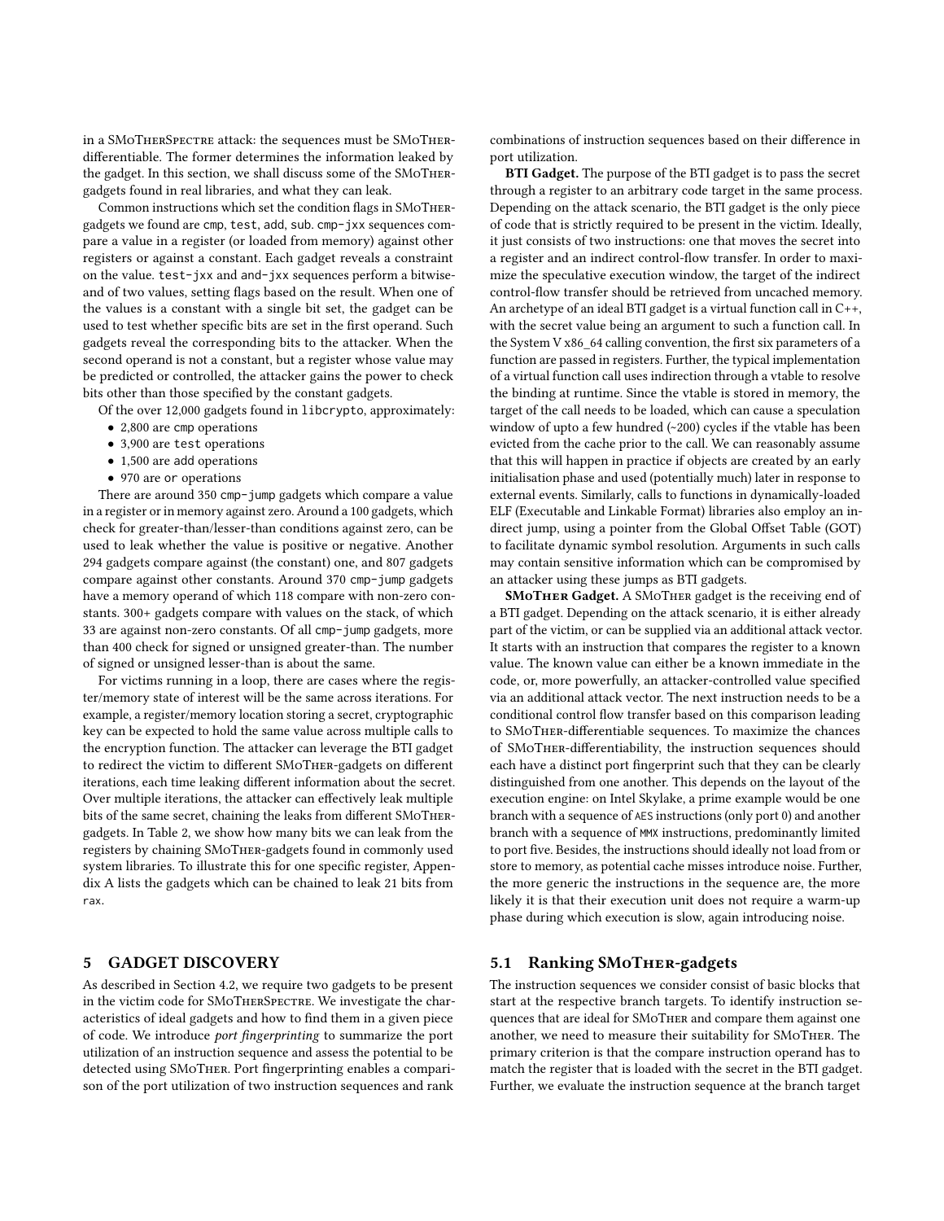in a SMoTherSpectre attack: the sequences must be SMoTher-differentiable. The former determines the information leaked by the gadget. In this section, we shall discuss some of the SMoTher-gadgets found in real libraries, and what they can leak.

Common instructions which set the condition flags in SMoTher-gadgets we found are `cmp`, `test`, `add`, `sub`. `cmp-jxx` sequences compare a value in a register (or loaded from memory) against other registers or against a constant. Each gadget reveals a constraint on the value. `test-jxx` and `and-jxx` sequences perform a bitwise-and of two values, setting flags based on the result. When one of the values is a constant with a single bit set, the gadget can be used to test whether specific bits are set in the first operand. Such gadgets reveal the corresponding bits to the attacker. When the second operand is not a constant, but a register whose value may be predicted or controlled, the attacker gains the power to check bits other than those specified by the constant gadgets.

Of the over 12,000 gadgets found in `libcrypto`, approximately:

- 2,800 are `cmp` operations
- 3,900 are `test` operations
- 1,500 are `add` operations
- 970 are `or` operations

There are around 350 `cmp-jump` gadgets which compare a value in a register or in memory against zero. Around a 100 gadgets, which check for greater-than/lesser-than conditions against zero, can be used to leak whether the value is positive or negative. Another 294 gadgets compare against (the constant) one, and 807 gadgets compare against other constants. Around 370 `cmp-jump` gadgets have a memory operand of which 118 compare with non-zero constants. 300+ gadgets compare with values on the stack, of which 33 are against non-zero constants. Of all `cmp-jump` gadgets, more than 400 check for signed or unsigned greater-than. The number of signed or unsigned lesser-than is about the same.

For victims running in a loop, there are cases where the register/memory state of interest will be the same across iterations. For example, a register/memory location storing a secret, cryptographic key can be expected to hold the same value across multiple calls to the encryption function. The attacker can leverage the BTI gadget to redirect the victim to different SMoTher-gadgets on different iterations, each time leaking different information about the secret. Over multiple iterations, the attacker can effectively leak multiple bits of the same secret, chaining the leaks from different SMoTher-gadgets. In Table 2, we show how many bits we can leak from the registers by chaining SMoTher-gadgets found in commonly used system libraries. To illustrate this for one specific register, Appendix A lists the gadgets which can be chained to leak 21 bits from `rax`.

## 5 GADGET DISCOVERY

As described in Section 4.2, we require two gadgets to be present in the victim code for SMoTherSpectre. We investigate the characteristics of ideal gadgets and how to find them in a given piece of code. We introduce *port fingerprinting* to summarize the port utilization of an instruction sequence and assess the potential to be detected using SMoTher. Port fingerprinting enables a comparison of the port utilization of two instruction sequences and rank combinations of instruction sequences based on their difference in port utilization.

**BTI Gadget.** The purpose of the BTI gadget is to pass the secret through a register to an arbitrary code target in the same process. Depending on the attack scenario, the BTI gadget is the only piece of code that is strictly required to be present in the victim. Ideally, it just consists of two instructions: one that moves the secret into a register and an indirect control-flow transfer. In order to maximize the speculative execution window, the target of the indirect control-flow transfer should be retrieved from uncached memory. An archetype of an ideal BTI gadget is a virtual function call in C++, with the secret value being an argument to such a function call. In the System V x86_64 calling convention, the first six parameters of a function are passed in registers. Further, the typical implementation of a virtual function call uses indirection through a vtable to resolve the binding at runtime. Since the vtable is stored in memory, the target of the call needs to be loaded, which can cause a speculation window of upto a few hundred (~200) cycles if the vtable has been evicted from the cache prior to the call. We can reasonably assume that this will happen in practice if objects are created by an early initialisation phase and used (potentially much) later in response to external events. Similarly, calls to functions in dynamically-loaded ELF (Executable and Linkable Format) libraries also employ an indirect jump, using a pointer from the Global Offset Table (GOT) to facilitate dynamic symbol resolution. Arguments in such calls may contain sensitive information which can be compromised by an attacker using these jumps as BTI gadgets.

**SMoTher Gadget.** A SMoTher gadget is the receiving end of a BTI gadget. Depending on the attack scenario, it is either already part of the victim, or can be supplied via an additional attack vector. It starts with an instruction that compares the register to a known value. The known value can either be a known immediate in the code, or, more powerfully, an attacker-controlled value specified via an additional attack vector. The next instruction needs to be a conditional control flow transfer based on this comparison leading to SMoTher-differentiable sequences. To maximize the chances of SMoTher-differentiability, the instruction sequences should each have a distinct port fingerprint such that they can be clearly distinguished from one another. This depends on the layout of the execution engine: on Intel Skylake, a prime example would be one branch with a sequence of `AES` instructions (only port 0) and another branch with a sequence of `MMX` instructions, predominantly limited to port five. Besides, the instructions should ideally not load from or store to memory, as potential cache misses introduce noise. Further, the more generic the instructions in the sequence are, the more likely it is that their execution unit does not require a warm-up phase during which execution is slow, again introducing noise.

### 5.1 Ranking SMoTher-gadgets

The instruction sequences we consider consist of basic blocks that start at the respective branch targets. To identify instruction sequences that are ideal for SMoTher and compare them against one another, we need to measure their suitability for SMoTher. The primary criterion is that the compare instruction operand has to match the register that is loaded with the secret in the BTI gadget. Further, we evaluate the instruction sequence at the branch target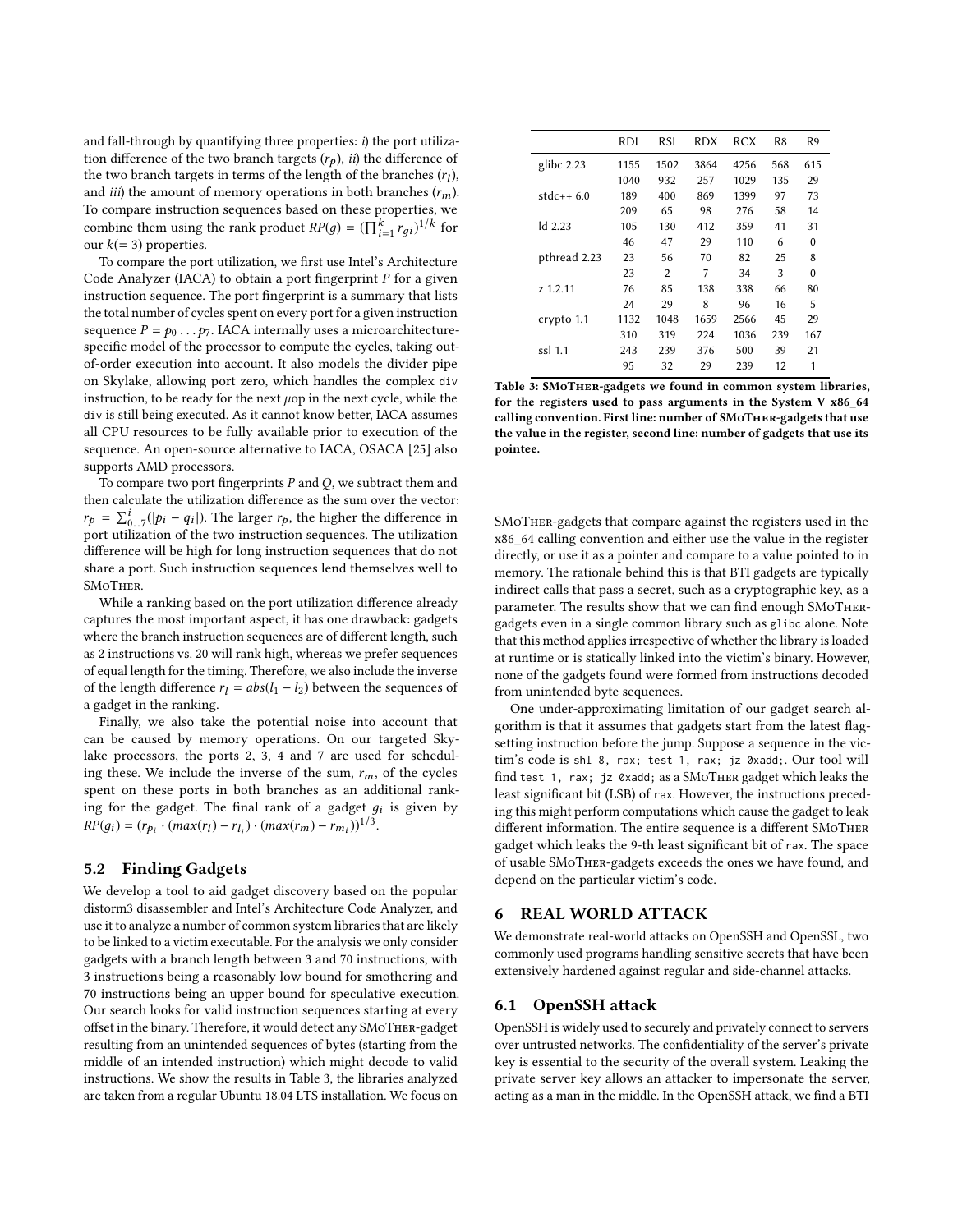and fall-through by quantifying three properties: *i*) the port utilization difference of the two branch targets ($r_p$), *ii*) the difference of the two branch targets in terms of the length of the branches ($r_l$), and *iii*) the amount of memory operations in both branches ($r_m$). To compare instruction sequences based on these properties, we combine them using the rank product $RP(g) = (\prod_{i=1}^{k} r_{gi})^{1/k}$ for our $k(=3)$ properties.

To compare the port utilization, we first use Intel's Architecture Code Analyzer (IACA) to obtain a port fingerprint $P$ for a given instruction sequence. The port fingerprint is a summary that lists the total number of cycles spent on every port for a given instruction sequence $P = p_0 \dots p_7$. IACA internally uses a microarchitecture-specific model of the processor to compute the cycles, taking out-of-order execution into account. It also models the divider pipe on Skylake, allowing port zero, which handles the complex `div` instruction, to be ready for the next $\mu$op in the next cycle, while the `div` is still being executed. As it cannot know better, IACA assumes all CPU resources to be fully available prior to execution of the sequence. An open-source alternative to IACA, OSACA [25] also supports AMD processors.

To compare two port fingerprints $P$ and $Q$, we subtract them and then calculate the utilization difference as the sum over the vector: $r_p = \sum_{0..7}^{i}(|p_i - q_i|)$. The larger $r_p$, the higher the difference in port utilization of the two instruction sequences. The utilization difference will be high for long instruction sequences that do not share a port. Such instruction sequences lend themselves well to SMoTher.

While a ranking based on the port utilization difference already captures the most important aspect, it has one drawback: gadgets where the branch instruction sequences are of different length, such as 2 instructions vs. 20 will rank high, whereas we prefer sequences of equal length for the timing. Therefore, we also include the inverse of the length difference $r_l = abs(l_1 - l_2)$ between the sequences of a gadget in the ranking.

Finally, we also take the potential noise into account that can be caused by memory operations. On our targeted Skylake processors, the ports 2, 3, 4 and 7 are used for scheduling these. We include the inverse of the sum, $r_m$, of the cycles spent on these ports in both branches as an additional ranking for the gadget. The final rank of a gadget $g_i$ is given by $RP(g_i) = (r_{p_i} \cdot (max(r_l) - r_{l_i}) \cdot (max(r_m) - r_{m_i}))^{1/3}$.

## 5.2 Finding Gadgets

We develop a tool to aid gadget discovery based on the popular distorm3 disassembler and Intel's Architecture Code Analyzer, and use it to analyze a number of common system libraries that are likely to be linked to a victim executable. For the analysis we only consider gadgets with a branch length between 3 and 70 instructions, with 3 instructions being a reasonably low bound for smothering and 70 instructions being an upper bound for speculative execution. Our search looks for valid instruction sequences starting at every offset in the binary. Therefore, it would detect any SMoTher-gadget resulting from an unintended sequences of bytes (starting from the middle of an intended instruction) which might decode to valid instructions. We show the results in Table 3, the libraries analyzed are taken from a regular Ubuntu 18.04 LTS installation. We focus on

| | RDI | RSI | RDX | RCX | R8 | R9 |
|---|---|---|---|---|---|---|
| glibc 2.23 | 1155 | 1502 | 3864 | 4256 | 568 | 615 |
| | 1040 | 932 | 257 | 1029 | 135 | 29 |
| stdc++ 6.0 | 189 | 400 | 869 | 1399 | 97 | 73 |
| | 209 | 65 | 98 | 276 | 58 | 14 |
| ld 2.23 | 105 | 130 | 412 | 359 | 41 | 31 |
| | 46 | 47 | 29 | 110 | 6 | 0 |
| pthread 2.23 | 23 | 56 | 70 | 82 | 25 | 8 |
| | 23 | 2 | 7 | 34 | 3 | 0 |
| z 1.2.11 | 76 | 85 | 138 | 338 | 66 | 80 |
| | 24 | 29 | 8 | 96 | 16 | 5 |
| crypto 1.1 | 1132 | 1048 | 1659 | 2566 | 45 | 29 |
| | 310 | 319 | 224 | 1036 | 239 | 167 |
| ssl 1.1 | 243 | 239 | 376 | 500 | 39 | 21 |
| | 95 | 32 | 29 | 239 | 12 | 1 |

**Table 3: SMoTher-gadgets we found in common system libraries, for the registers used to pass arguments in the System V x86_64 calling convention. First line: number of SMoTher-gadgets that use the value in the register, second line: number of gadgets that use its pointee.**

SMoTher-gadgets that compare against the registers used in the x86_64 calling convention and either use the value in the register directly, or use it as a pointer and compare to a value pointed to in memory. The rationale behind this is that BTI gadgets are typically indirect calls that pass a secret, such as a cryptographic key, as a parameter. The results show that we can find enough SMoTher-gadgets even in a single common library such as `glibc` alone. Note that this method applies irrespective of whether the library is loaded at runtime or is statically linked into the victim's binary. However, none of the gadgets found were formed from instructions decoded from unintended byte sequences.

One under-approximating limitation of our gadget search algorithm is that it assumes that gadgets start from the latest flag-setting instruction before the jump. Suppose a sequence in the victim's code is `shl 8, rax; test 1, rax; jz 0xadd;`. Our tool will find `test 1, rax; jz 0xadd;` as a SMoTher gadget which leaks the least significant bit (LSB) of `rax`. However, the instructions preceding this might perform computations which cause the gadget to leak different information. The entire sequence is a different SMoTher gadget which leaks the 9-th least significant bit of `rax`. The space of usable SMoTher-gadgets exceeds the ones we have found, and depend on the particular victim's code.

# 6 REAL WORLD ATTACK

We demonstrate real-world attacks on OpenSSH and OpenSSL, two commonly used programs handling sensitive secrets that have been extensively hardened against regular and side-channel attacks.

## 6.1 OpenSSH attack

OpenSSH is widely used to securely and privately connect to servers over untrusted networks. The confidentiality of the server's private key is essential to the security of the overall system. Leaking the private server key allows an attacker to impersonate the server, acting as a man in the middle. In the OpenSSH attack, we find a BTI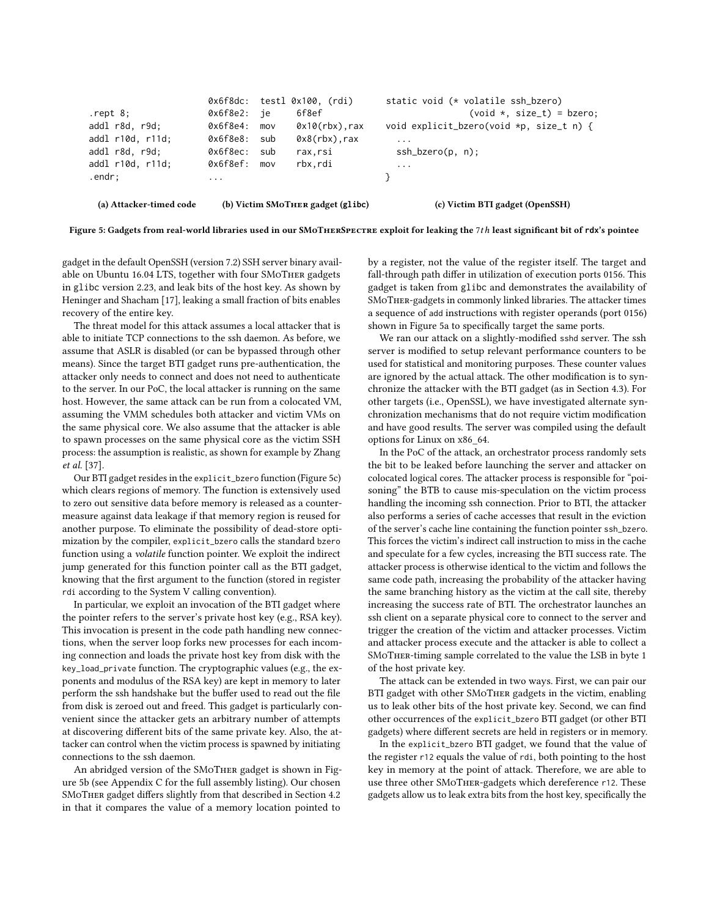```
.rept 8;
addl r8d, r9d;
addl r10d, r11d;
addl r8d, r9d;
addl r10d, r11d;
.endr;
```

**(a) Attacker-timed code**

```
0x6f8dc:  testl 0x100, (rdi)
0x6f8e2:  je    6f8ef
0x6f8e4:  mov   0x10(rbx),rax
0x6f8e8:  sub   0x8(rbx),rax
0x6f8ec:  sub   rax,rsi
0x6f8ef:  mov   rbx,rdi
...
```

**(b) Victim SMoTher gadget (glibc)**

```
static void (* volatile ssh_bzero)
                (void *, size_t) = bzero;
void explicit_bzero(void *p, size_t n) {
  ...
  ssh_bzero(p, n);
  ...
}
```

**(c) Victim BTI gadget (OpenSSH)**

**Figure 5: Gadgets from real-world libraries used in our SMoTherSpectre exploit for leaking the $7th$ least significant bit of rdx's pointee**

gadget in the default OpenSSH (version 7.2) SSH server binary available on Ubuntu 16.04 LTS, together with four SMoTher gadgets in glibc version 2.23, and leak bits of the host key. As shown by Heninger and Shacham [17], leaking a small fraction of bits enables recovery of the entire key.

The threat model for this attack assumes a local attacker that is able to initiate TCP connections to the ssh daemon. As before, we assume that ASLR is disabled (or can be bypassed through other means). Since the target BTI gadget runs pre-authentication, the attacker only needs to connect and does not need to authenticate to the server. In our PoC, the local attacker is running on the same host. However, the same attack can be run from a colocated VM, assuming the VMM schedules both attacker and victim VMs on the same physical core. We also assume that the attacker is able to spawn processes on the same physical core as the victim SSH process: the assumption is realistic, as shown for example by Zhang *et al.* [37].

Our BTI gadget resides in the explicit_bzero function (Figure 5c) which clears regions of memory. The function is extensively used to zero out sensitive data before memory is released as a countermeasure against data leakage if that memory region is reused for another purpose. To eliminate the possibility of dead-store optimization by the compiler, explicit_bzero calls the standard bzero function using a *volatile* function pointer. We exploit the indirect jump generated for this function pointer call as the BTI gadget, knowing that the first argument to the function (stored in register rdi according to the System V calling convention).

In particular, we exploit an invocation of the BTI gadget where the pointer refers to the server's private host key (e.g., RSA key). This invocation is present in the code path handling new connections, when the server loop forks new processes for each incoming connection and loads the private host key from disk with the key_load_private function. The cryptographic values (e.g., the exponents and modulus of the RSA key) are kept in memory to later perform the ssh handshake but the buffer used to read out the file from disk is zeroed out and freed. This gadget is particularly convenient since the attacker gets an arbitrary number of attempts at discovering different bits of the same private key. Also, the attacker can control when the victim process is spawned by initiating connections to the ssh daemon.

An abridged version of the SMoTher gadget is shown in Figure 5b (see Appendix C for the full assembly listing). Our chosen SMoTher gadget differs slightly from that described in Section 4.2 in that it compares the value of a memory location pointed to by a register, not the value of the register itself. The target and fall-through path differ in utilization of execution ports 0156. This gadget is taken from glibc and demonstrates the availability of SMoTher-gadgets in commonly linked libraries. The attacker times a sequence of add instructions with register operands (port 0156) shown in Figure 5a to specifically target the same ports.

We ran our attack on a slightly-modified sshd server. The ssh server is modified to setup relevant performance counters to be used for statistical and monitoring purposes. These counter values are ignored by the actual attack. The other modification is to synchronize the attacker with the BTI gadget (as in Section 4.3). For other targets (i.e., OpenSSL), we have investigated alternate synchronization mechanisms that do not require victim modification and have good results. The server was compiled using the default options for Linux on x86_64.

In the PoC of the attack, an orchestrator process randomly sets the bit to be leaked before launching the server and attacker on colocated logical cores. The attacker process is responsible for "poisoning" the BTB to cause mis-speculation on the victim process handling the incoming ssh connection. Prior to BTI, the attacker also performs a series of cache accesses that result in the eviction of the server's cache line containing the function pointer ssh_bzero. This forces the victim's indirect call instruction to miss in the cache and speculate for a few cycles, increasing the BTI success rate. The attacker process is otherwise identical to the victim and follows the same code path, increasing the probability of the attacker having the same branching history as the victim at the call site, thereby increasing the success rate of BTI. The orchestrator launches an ssh client on a separate physical core to connect to the server and trigger the creation of the victim and attacker processes. Victim and attacker process execute and the attacker is able to collect a SMoTher-timing sample correlated to the value the LSB in byte 1 of the host private key.

The attack can be extended in two ways. First, we can pair our BTI gadget with other SMoTher gadgets in the victim, enabling us to leak other bits of the host private key. Second, we can find other occurrences of the explicit_bzero BTI gadget (or other BTI gadgets) where different secrets are held in registers or in memory.

In the explicit_bzero BTI gadget, we found that the value of the register r12 equals the value of rdi, both pointing to the host key in memory at the point of attack. Therefore, we are able to use three other SMoTher-gadgets which dereference r12. These gadgets allow us to leak extra bits from the host key, specifically the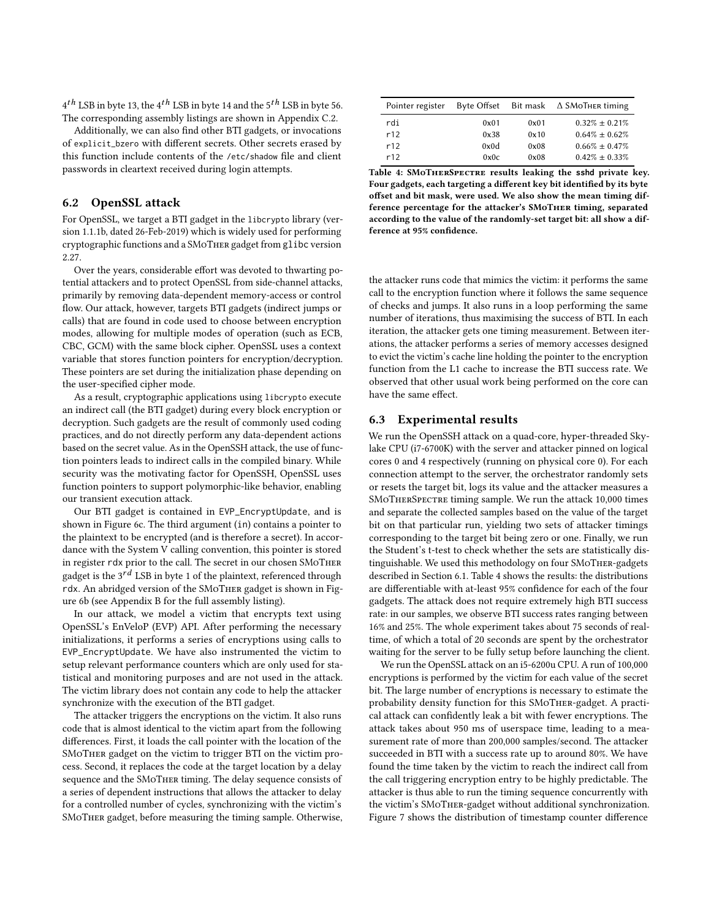$4^{th}$ LSB in byte 13, the $4^{th}$ LSB in byte 14 and the $5^{th}$ LSB in byte 56. The corresponding assembly listings are shown in Appendix C.2.

Additionally, we can also find other BTI gadgets, or invocations of explicit_bzero with different secrets. Other secrets erased by this function include contents of the /etc/shadow file and client passwords in cleartext received during login attempts.

## 6.2 OpenSSL attack

For OpenSSL, we target a BTI gadget in the libcrypto library (version 1.1.1b, dated 26-Feb-2019) which is widely used for performing cryptographic functions and a SMoTher gadget from glibc version 2.27.

Over the years, considerable effort was devoted to thwarting potential attackers and to protect OpenSSL from side-channel attacks, primarily by removing data-dependent memory-access or control flow. Our attack, however, targets BTI gadgets (indirect jumps or calls) that are found in code used to choose between encryption modes, allowing for multiple modes of operation (such as ECB, CBC, GCM) with the same block cipher. OpenSSL uses a context variable that stores function pointers for encryption/decryption. These pointers are set during the initialization phase depending on the user-specified cipher mode.

As a result, cryptographic applications using libcrypto execute an indirect call (the BTI gadget) during every block encryption or decryption. Such gadgets are the result of commonly used coding practices, and do not directly perform any data-dependent actions based on the secret value. As in the OpenSSH attack, the use of function pointers leads to indirect calls in the compiled binary. While security was the motivating factor for OpenSSH, OpenSSL uses function pointers to support polymorphic-like behavior, enabling our transient execution attack.

Our BTI gadget is contained in EVP_EncryptUpdate, and is shown in Figure 6c. The third argument (in) contains a pointer to the plaintext to be encrypted (and is therefore a secret). In accordance with the System V calling convention, this pointer is stored in register rdx prior to the call. The secret in our chosen SMoTher gadget is the $3^{rd}$ LSB in byte 1 of the plaintext, referenced through rdx. An abridged version of the SMoTher gadget is shown in Figure 6b (see Appendix B for the full assembly listing).

In our attack, we model a victim that encrypts text using OpenSSL's EnVeloP (EVP) API. After performing the necessary initializations, it performs a series of encryptions using calls to EVP_EncryptUpdate. We have also instrumented the victim to setup relevant performance counters which are only used for statistical and monitoring purposes and are not used in the attack. The victim library does not contain any code to help the attacker synchronize with the execution of the BTI gadget.

The attacker triggers the encryptions on the victim. It also runs code that is almost identical to the victim apart from the following differences. First, it loads the call pointer with the location of the SMoTher gadget on the victim to trigger BTI on the victim process. Second, it replaces the code at the target location by a delay sequence and the SMoTher timing. The delay sequence consists of a series of dependent instructions that allows the attacker to delay for a controlled number of cycles, synchronizing with the victim's SMoTher gadget, before measuring the timing sample. Otherwise, the attacker runs code that mimics the victim: it performs the same call to the encryption function where it follows the same sequence of checks and jumps. It also runs in a loop performing the same number of iterations, thus maximising the success of BTI. In each iteration, the attacker gets one timing measurement. Between iterations, the attacker performs a series of memory accesses designed to evict the victim's cache line holding the pointer to the encryption function from the L1 cache to increase the BTI success rate. We observed that other usual work being performed on the core can have the same effect.

| Pointer register | Byte Offset | Bit mask | Δ SMoTher timing |
|---|---|---|---|
| rdi | 0x01 | 0x01 | 0.32% ± 0.21% |
| r12 | 0x38 | 0x10 | 0.64% ± 0.62% |
| r12 | 0x0d | 0x08 | 0.66% ± 0.47% |
| r12 | 0x0c | 0x08 | 0.42% ± 0.33% |

**Table 4: SMoTherSpectre results leaking the sshd private key. Four gadgets, each targeting a different key bit identified by its byte offset and bit mask, were used. We also show the mean timing difference percentage for the attacker's SMoTher timing, separated according to the value of the randomly-set target bit: all show a difference at 95% confidence.**

## 6.3 Experimental results

We run the OpenSSH attack on a quad-core, hyper-threaded Skylake CPU (i7-6700K) with the server and attacker pinned on logical cores 0 and 4 respectively (running on physical core 0). For each connection attempt to the server, the orchestrator randomly sets or resets the target bit, logs its value and the attacker measures a SMoTherSpectre timing sample. We run the attack 10,000 times and separate the collected samples based on the value of the target bit on that particular run, yielding two sets of attacker timings corresponding to the target bit being zero or one. Finally, we run the Student's t-test to check whether the sets are statistically distinguishable. We used this methodology on four SMoTher-gadgets described in Section 6.1. Table 4 shows the results: the distributions are differentiable with at-least 95% confidence for each of the four gadgets. The attack does not require extremely high BTI success rate: in our samples, we observe BTI success rates ranging between 16% and 25%. The whole experiment takes about 75 seconds of realtime, of which a total of 20 seconds are spent by the orchestrator waiting for the server to be fully setup before launching the client.

We run the OpenSSL attack on an i5-6200u CPU. A run of 100,000 encryptions is performed by the victim for each value of the secret bit. The large number of encryptions is necessary to estimate the probability density function for this SMoTher-gadget. A practical attack can confidently leak a bit with fewer encryptions. The attack takes about 950 ms of userspace time, leading to a measurement rate of more than 200,000 samples/second. The attacker succeeded in BTI with a success rate up to around 80%. We have found the time taken by the victim to reach the indirect call from the call triggering encryption entry to be highly predictable. The attacker is thus able to run the timing sequence concurrently with the victim's SMoTher-gadget without additional synchronization. Figure 7 shows the distribution of timestamp counter difference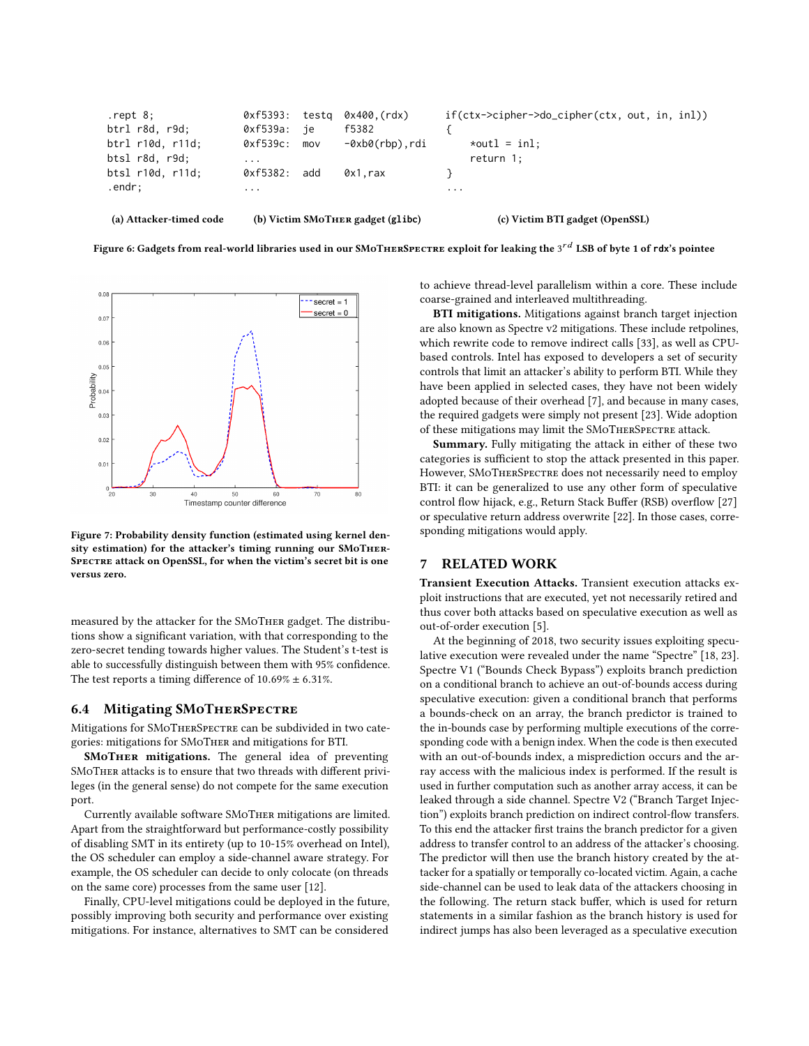```
.rept 8;
btrl r8d, r9d;
btrl r10d, r11d;
btsl r8d, r9d;
btsl r10d, r11d;
.endr;
```

**(a) Attacker-timed code**

```
0xf5393:  testq  0x400,(rdx)
0xf539a:  je     f5382
0xf539c:  mov    -0xb0(rbp),rdi
...
0xf5382:  add    0x1,rax
...
```

**(b) Victim SMoTHER gadget (glibc)**

```
if(ctx->cipher->do_cipher(ctx, out, in, inl))
{
    *outl = inl;
    return 1;
}
...
```

**(c) Victim BTI gadget (OpenSSL)**

**Figure 6: Gadgets from real-world libraries used in our SMoTHERSPECTRE exploit for leaking the $3^{rd}$ LSB of byte 1 of rdx's pointee**

**Figure 7: Probability density function (estimated using kernel density estimation) for the attacker's timing running our SMoTHERSPECTRE attack on OpenSSL, for when the victim's secret bit is one versus zero.**

measured by the attacker for the SMoTHER gadget. The distributions show a significant variation, with that corresponding to the zero-secret tending towards higher values. The Student's t-test is able to successfully distinguish between them with 95% confidence. The test reports a timing difference of 10.69% ± 6.31%.

## 6.4 Mitigating SMoTHERSPECTRE

Mitigations for SMoTHERSPECTRE can be subdivided in two categories: mitigations for SMoTHER and mitigations for BTI.

**SMoTHER mitigations.** The general idea of preventing SMoTHER attacks is to ensure that two threads with different privileges (in the general sense) do not compete for the same execution port.

Currently available software SMoTHER mitigations are limited. Apart from the straightforward but performance-costly possibility of disabling SMT in its entirety (up to 10-15% overhead on Intel), the OS scheduler can employ a side-channel aware strategy. For example, the OS scheduler can decide to only colocate (on threads on the same core) processes from the same user [12].

Finally, CPU-level mitigations could be deployed in the future, possibly improving both security and performance over existing mitigations. For instance, alternatives to SMT can be considered to achieve thread-level parallelism within a core. These include coarse-grained and interleaved multithreading.

**BTI mitigations.** Mitigations against branch target injection are also known as Spectre v2 mitigations. These include retpolines, which rewrite code to remove indirect calls [33], as well as CPU-based controls. Intel has exposed to developers a set of security controls that limit an attacker's ability to perform BTI. While they have been applied in selected cases, they have not been widely adopted because of their overhead [7], and because in many cases, the required gadgets were simply not present [23]. Wide adoption of these mitigations may limit the SMoTHERSPECTRE attack.

**Summary.** Fully mitigating the attack in either of these two categories is sufficient to stop the attack presented in this paper. However, SMoTHERSPECTRE does not necessarily need to employ BTI: it can be generalized to use any other form of speculative control flow hijack, e.g., Return Stack Buffer (RSB) overflow [27] or speculative return address overwrite [22]. In those cases, corresponding mitigations would apply.

# 7 RELATED WORK

**Transient Execution Attacks.** Transient execution attacks exploit instructions that are executed, yet not necessarily retired and thus cover both attacks based on speculative execution as well as out-of-order execution [5].

At the beginning of 2018, two security issues exploiting speculative execution were revealed under the name "Spectre" [18, 23]. Spectre V1 ("Bounds Check Bypass") exploits branch prediction on a conditional branch to achieve an out-of-bounds access during speculative execution: given a conditional branch that performs a bounds-check on an array, the branch predictor is trained to the in-bounds case by performing multiple executions of the corresponding code with a benign index. When the code is then executed with an out-of-bounds index, a misprediction occurs and the array access with the malicious index is performed. If the result is used in further computation such as another array access, it can be leaked through a side channel. Spectre V2 ("Branch Target Injection") exploits branch prediction on indirect control-flow transfers. To this end the attacker first trains the branch predictor for a given address to transfer control to an address of the attacker's choosing. The predictor will then use the branch history created by the attacker for a spatially or temporally co-located victim. Again, a cache side-channel can be used to leak data of the attackers choosing in the following. The return stack buffer, which is used for return statements in a similar fashion as the branch history is used for indirect jumps has also been leveraged as a speculative execution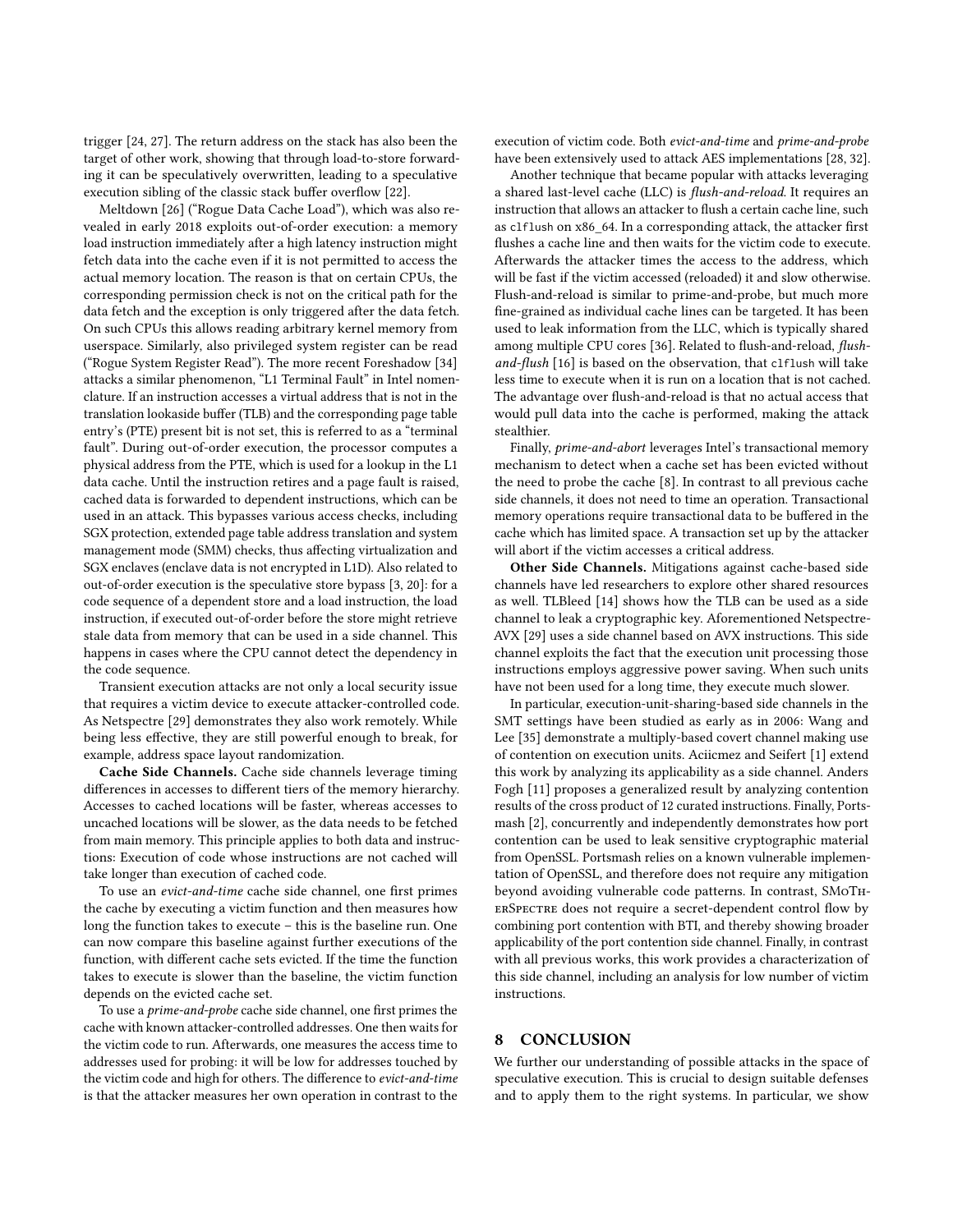trigger [24, 27]. The return address on the stack has also been the target of other work, showing that through load-to-store forwarding it can be speculatively overwritten, leading to a speculative execution sibling of the classic stack buffer overflow [22].

Meltdown [26] ("Rogue Data Cache Load"), which was also revealed in early 2018 exploits out-of-order execution: a memory load instruction immediately after a high latency instruction might fetch data into the cache even if it is not permitted to access the actual memory location. The reason is that on certain CPUs, the corresponding permission check is not on the critical path for the data fetch and the exception is only triggered after the data fetch. On such CPUs this allows reading arbitrary kernel memory from userspace. Similarly, also privileged system register can be read ("Rogue System Register Read"). The more recent Foreshadow [34] attacks a similar phenomenon, "L1 Terminal Fault" in Intel nomenclature. If an instruction accesses a virtual address that is not in the translation lookaside buffer (TLB) and the corresponding page table entry's (PTE) present bit is not set, this is referred to as a "terminal fault". During out-of-order execution, the processor computes a physical address from the PTE, which is used for a lookup in the L1 data cache. Until the instruction retires and a page fault is raised, cached data is forwarded to dependent instructions, which can be used in an attack. This bypasses various access checks, including SGX protection, extended page table address translation and system management mode (SMM) checks, thus affecting virtualization and SGX enclaves (enclave data is not encrypted in L1D). Also related to out-of-order execution is the speculative store bypass [3, 20]: for a code sequence of a dependent store and a load instruction, the load instruction, if executed out-of-order before the store might retrieve stale data from memory that can be used in a side channel. This happens in cases where the CPU cannot detect the dependency in the code sequence.

Transient execution attacks are not only a local security issue that requires a victim device to execute attacker-controlled code. As Netspectre [29] demonstrates they also work remotely. While being less effective, they are still powerful enough to break, for example, address space layout randomization.

**Cache Side Channels.** Cache side channels leverage timing differences in accesses to different tiers of the memory hierarchy. Accesses to cached locations will be faster, whereas accesses to uncached locations will be slower, as the data needs to be fetched from main memory. This principle applies to both data and instructions: Execution of code whose instructions are not cached will take longer than execution of cached code.

To use an *evict-and-time* cache side channel, one first primes the cache by executing a victim function and then measures how long the function takes to execute – this is the baseline run. One can now compare this baseline against further executions of the function, with different cache sets evicted. If the time the function takes to execute is slower than the baseline, the victim function depends on the evicted cache set.

To use a *prime-and-probe* cache side channel, one first primes the cache with known attacker-controlled addresses. One then waits for the victim code to run. Afterwards, one measures the access time to addresses used for probing: it will be low for addresses touched by the victim code and high for others. The difference to *evict-and-time* is that the attacker measures her own operation in contrast to the execution of victim code. Both *evict-and-time* and *prime-and-probe* have been extensively used to attack AES implementations [28, 32].

Another technique that became popular with attacks leveraging a shared last-level cache (LLC) is *flush-and-reload*. It requires an instruction that allows an attacker to flush a certain cache line, such as `clflush` on x86_64. In a corresponding attack, the attacker first flushes a cache line and then waits for the victim code to execute. Afterwards the attacker times the access to the address, which will be fast if the victim accessed (reloaded) it and slow otherwise. Flush-and-reload is similar to prime-and-probe, but much more fine-grained as individual cache lines can be targeted. It has been used to leak information from the LLC, which is typically shared among multiple CPU cores [36]. Related to flush-and-reload, *flush-and-flush* [16] is based on the observation, that `clflush` will take less time to execute when it is run on a location that is not cached. The advantage over flush-and-reload is that no actual access that would pull data into the cache is performed, making the attack stealthier.

Finally, *prime-and-abort* leverages Intel's transactional memory mechanism to detect when a cache set has been evicted without the need to probe the cache [8]. In contrast to all previous cache side channels, it does not need to time an operation. Transactional memory operations require transactional data to be buffered in the cache which has limited space. A transaction set up by the attacker will abort if the victim accesses a critical address.

**Other Side Channels.** Mitigations against cache-based side channels have led researchers to explore other shared resources as well. TLBleed [14] shows how the TLB can be used as a side channel to leak a cryptographic key. Aforementioned Netspectre-AVX [29] uses a side channel based on AVX instructions. This side channel exploits the fact that the execution unit processing those instructions employs aggressive power saving. When such units have not been used for a long time, they execute much slower.

In particular, execution-unit-sharing-based side channels in the SMT settings have been studied as early as in 2006: Wang and Lee [35] demonstrate a multiply-based covert channel making use of contention on execution units. Aciicmez and Seifert [1] extend this work by analyzing its applicability as a side channel. Anders Fogh [11] proposes a generalized result by analyzing contention results of the cross product of 12 curated instructions. Finally, Portsmash [2], concurrently and independently demonstrates how port contention can be used to leak sensitive cryptographic material from OpenSSL. Portsmash relies on a known vulnerable implementation of OpenSSL, and therefore does not require any mitigation beyond avoiding vulnerable code patterns. In contrast, SMoTherSpectre does not require a secret-dependent control flow by combining port contention with BTI, and thereby showing broader applicability of the port contention side channel. Finally, in contrast with all previous works, this work provides a characterization of this side channel, including an analysis for low number of victim instructions.

## 8 CONCLUSION

We further our understanding of possible attacks in the space of speculative execution. This is crucial to design suitable defenses and to apply them to the right systems. In particular, we show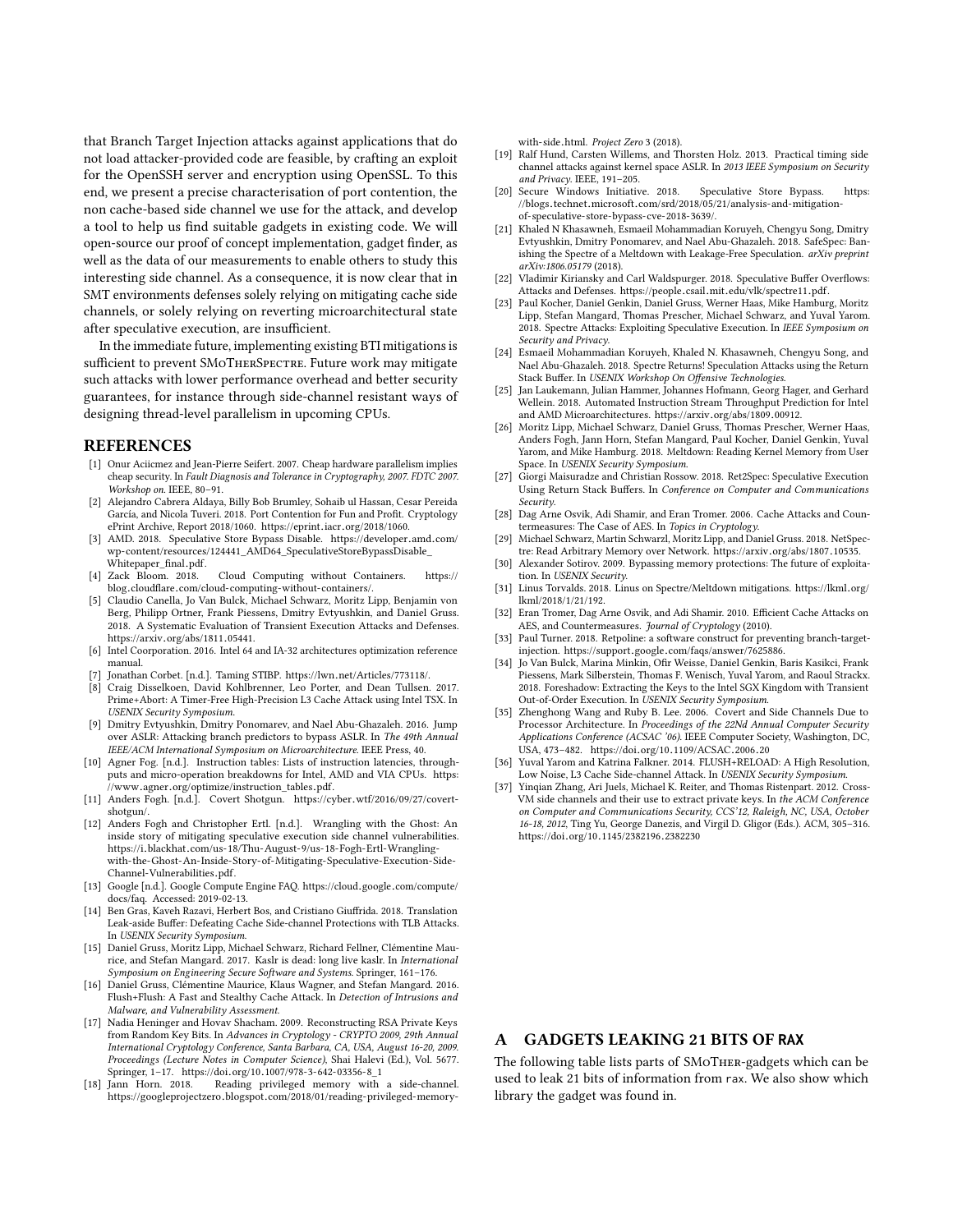that Branch Target Injection attacks against applications that do not load attacker-provided code are feasible, by crafting an exploit for the OpenSSH server and encryption using OpenSSL. To this end, we present a precise characterisation of port contention, the non cache-based side channel we use for the attack, and develop a tool to help us find suitable gadgets in existing code. We will open-source our proof of concept implementation, gadget finder, as well as the data of our measurements to enable others to study this interesting side channel. As a consequence, it is now clear that in SMT environments defenses solely relying on mitigating cache side channels, or solely relying on reverting microarchitectural state after speculative execution, are insufficient.

In the immediate future, implementing existing BTI mitigations is sufficient to prevent SMoTherSpectre. Future work may mitigate such attacks with lower performance overhead and better security guarantees, for instance through side-channel resistant ways of designing thread-level parallelism in upcoming CPUs.

## REFERENCES

- [1] Onur Aciicmez and Jean-Pierre Seifert. 2007. Cheap hardware parallelism implies cheap security. In *Fault Diagnosis and Tolerance in Cryptography, 2007. FDTC 2007. Workshop on*. IEEE, 80–91.
- [2] Alejandro Cabrera Aldaya, Billy Bob Brumley, Sohaib ul Hassan, Cesar Pereida García, and Nicola Tuveri. 2018. Port Contention for Fun and Profit. Cryptology ePrint Archive, Report 2018/1060. https://eprint.iacr.org/2018/1060.
- [3] AMD. 2018. Speculative Store Bypass Disable. https://developer.amd.com/wp-content/resources/124441_AMD64_SpeculativeStoreBypassDisable_Whitepaper_final.pdf.
- [4] Zack Bloom. 2018. Cloud Computing without Containers. https://blog.cloudflare.com/cloud-computing-without-containers/.
- [5] Claudio Canella, Jo Van Bulck, Michael Schwarz, Moritz Lipp, Benjamin von Berg, Philipp Ortner, Frank Piessens, Dmitry Evtyushkin, and Daniel Gruss. 2018. A Systematic Evaluation of Transient Execution Attacks and Defenses. https://arxiv.org/abs/1811.05441.
- [6] Intel Coorporation. 2016. Intel 64 and IA-32 architectures optimization reference manual.
- [7] Jonathan Corbet. [n.d.]. Taming STIBP. https://lwn.net/Articles/773118/.
- [8] Craig Disselkoen, David Kohlbrenner, Leo Porter, and Dean Tullsen. 2017. Prime+Abort: A Timer-Free High-Precision L3 Cache Attack using Intel TSX. In *USENIX Security Symposium*.
- [9] Dmitry Evtyushkin, Dmitry Ponomarev, and Nael Abu-Ghazaleh. 2016. Jump over ASLR: Attacking branch predictors to bypass ASLR. In *The 49th Annual IEEE/ACM International Symposium on Microarchitecture*. IEEE Press, 40.
- [10] Agner Fog. [n.d.]. Instruction tables: Lists of instruction latencies, throughputs and micro-operation breakdowns for Intel, AMD and VIA CPUs. https://www.agner.org/optimize/instruction_tables.pdf.
- [11] Anders Fogh. [n.d.]. Covert Shotgun. https://cyber.wtf/2016/09/27/covert-shotgun/.
- [12] Anders Fogh and Christopher Ertl. [n.d.]. Wrangling with the Ghost: An inside story of mitigating speculative execution side channel vulnerabilities. https://i.blackhat.com/us-18/Thu-August-9/us-18-Fogh-Ertl-Wrangling-with-the-Ghost-An-Inside-Story-of-Mitigating-Speculative-Execution-Side-Channel-Vulnerabilities.pdf.
- [13] Google [n.d.]. Google Compute Engine FAQ. https://cloud.google.com/compute/docs/faq. Accessed: 2019-02-13.
- [14] Ben Gras, Kaveh Razavi, Herbert Bos, and Cristiano Giuffrida. 2018. Translation Leak-aside Buffer: Defeating Cache Side-channel Protections with TLB Attacks. In *USENIX Security Symposium*.
- [15] Daniel Gruss, Moritz Lipp, Michael Schwarz, Richard Fellner, Clémentine Maurice, and Stefan Mangard. 2017. Kaslr is dead: long live kaslr. In *International Symposium on Engineering Secure Software and Systems*. Springer, 161–176.
- [16] Daniel Gruss, Clémentine Maurice, Klaus Wagner, and Stefan Mangard. 2016. Flush+Flush: A Fast and Stealthy Cache Attack. In *Detection of Intrusions and Malware, and Vulnerability Assessment*.
- [17] Nadia Heninger and Hovav Shacham. 2009. Reconstructing RSA Private Keys from Random Key Bits. In *Advances in Cryptology - CRYPTO 2009, 29th Annual International Cryptology Conference, Santa Barbara, CA, USA, August 16-20, 2009. Proceedings (Lecture Notes in Computer Science)*, Shai Halevi (Ed.), Vol. 5677. Springer, 1–17. https://doi.org/10.1007/978-3-642-03356-8_1
- [18] Jann Horn. 2018. Reading privileged memory with a side-channel. https://googleprojectzero.blogspot.com/2018/01/reading-privileged-memory-with-side.html. *Project Zero* 3 (2018).
- [19] Ralf Hund, Carsten Willems, and Thorsten Holz. 2013. Practical timing side channel attacks against kernel space ASLR. In *2013 IEEE Symposium on Security and Privacy*. IEEE, 191–205.
- [20] Secure Windows Initiative. 2018. Speculative Store Bypass. https://blogs.technet.microsoft.com/srd/2018/05/21/analysis-and-mitigation-of-speculative-store-bypass-cve-2018-3639/.
- [21] Khaled N Khasawneh, Esmaeil Mohammadian Koruyeh, Chengyu Song, Dmitry Evtyushkin, Dmitry Ponomarev, and Nael Abu-Ghazaleh. 2018. SafeSpec: Banishing the Spectre of a Meltdown with Leakage-Free Speculation. *arXiv preprint arXiv:1806.05179* (2018).
- [22] Vladimir Kiriansky and Carl Waldspurger. 2018. Speculative Buffer Overflows: Attacks and Defenses. https://people.csail.mit.edu/vlk/spectre11.pdf.
- [23] Paul Kocher, Daniel Genkin, Daniel Gruss, Werner Haas, Mike Hamburg, Moritz Lipp, Stefan Mangard, Thomas Prescher, Michael Schwarz, and Yuval Yarom. 2018. Spectre Attacks: Exploiting Speculative Execution. In *IEEE Symposium on Security and Privacy*.
- [24] Esmaeil Mohammadian Koruyeh, Khaled N. Khasawneh, Chengyu Song, and Nael Abu-Ghazaleh. 2018. Spectre Returns! Speculation Attacks using the Return Stack Buffer. In *USENIX Workshop On Offensive Technologies*.
- [25] Jan Laukemann, Julian Hammer, Johannes Hofmann, Georg Hager, and Gerhard Wellein. 2018. Automated Instruction Stream Throughput Prediction for Intel and AMD Microarchitectures. https://arxiv.org/abs/1809.00912.
- [26] Moritz Lipp, Michael Schwarz, Daniel Gruss, Thomas Prescher, Werner Haas, Anders Fogh, Jann Horn, Stefan Mangard, Paul Kocher, Daniel Genkin, Yuval Yarom, and Mike Hamburg. 2018. Meltdown: Reading Kernel Memory from User Space. In *USENIX Security Symposium*.
- [27] Giorgi Maisuradze and Christian Rossow. 2018. Ret2Spec: Speculative Execution Using Return Stack Buffers. In *Conference on Computer and Communications Security*.
- [28] Dag Arne Osvik, Adi Shamir, and Eran Tromer. 2006. Cache Attacks and Countermeasures: The Case of AES. In *Topics in Cryptology*.
- [29] Michael Schwarz, Martin Schwarzl, Moritz Lipp, and Daniel Gruss. 2018. NetSpectre: Read Arbitrary Memory over Network. https://arxiv.org/abs/1807.10535.
- [30] Alexander Sotirov. 2009. Bypassing memory protections: The future of exploitation. In *USENIX Security*.
- [31] Linus Torvalds. 2018. Linus on Spectre/Meltdown mitigations. https://lkml.org/lkml/2018/1/21/192.
- [32] Eran Tromer, Dag Arne Osvik, and Adi Shamir. 2010. Efficient Cache Attacks on AES, and Countermeasures. *Journal of Cryptology* (2010).
- [33] Paul Turner. 2018. Retpoline: a software construct for preventing branch-target-injection. https://support.google.com/faqs/answer/7625886.
- [34] Jo Van Bulck, Marina Minkin, Ofir Weisse, Daniel Genkin, Baris Kasikci, Frank Piessens, Mark Silberstein, Thomas F. Wenisch, Yuval Yarom, and Raoul Strackx. 2018. Foreshadow: Extracting the Keys to the Intel SGX Kingdom with Transient Out-of-Order Execution. In *USENIX Security Symposium*.
- [35] Zhenghong Wang and Ruby B. Lee. 2006. Covert and Side Channels Due to Processor Architecture. In *Proceedings of the 22Nd Annual Computer Security Applications Conference (ACSAC '06)*. IEEE Computer Society, Washington, DC, USA, 473–482. https://doi.org/10.1109/ACSAC.2006.20
- [36] Yuval Yarom and Katrina Falkner. 2014. FLUSH+RELOAD: A High Resolution, Low Noise, L3 Cache Side-channel Attack. In *USENIX Security Symposium*.
- [37] Yinqian Zhang, Ari Juels, Michael K. Reiter, and Thomas Ristenpart. 2012. Cross-VM side channels and their use to extract private keys. In *the ACM Conference on Computer and Communications Security, CCS'12, Raleigh, NC, USA, October 16-18, 2012*, Ting Yu, George Danezis, and Virgil D. Gligor (Eds.). ACM, 305–316. https://doi.org/10.1145/2382196.2382230

## A GADGETS LEAKING 21 BITS OF RAX

The following table lists parts of SMoTher-gadgets which can be used to leak 21 bits of information from rax. We also show which library the gadget was found in.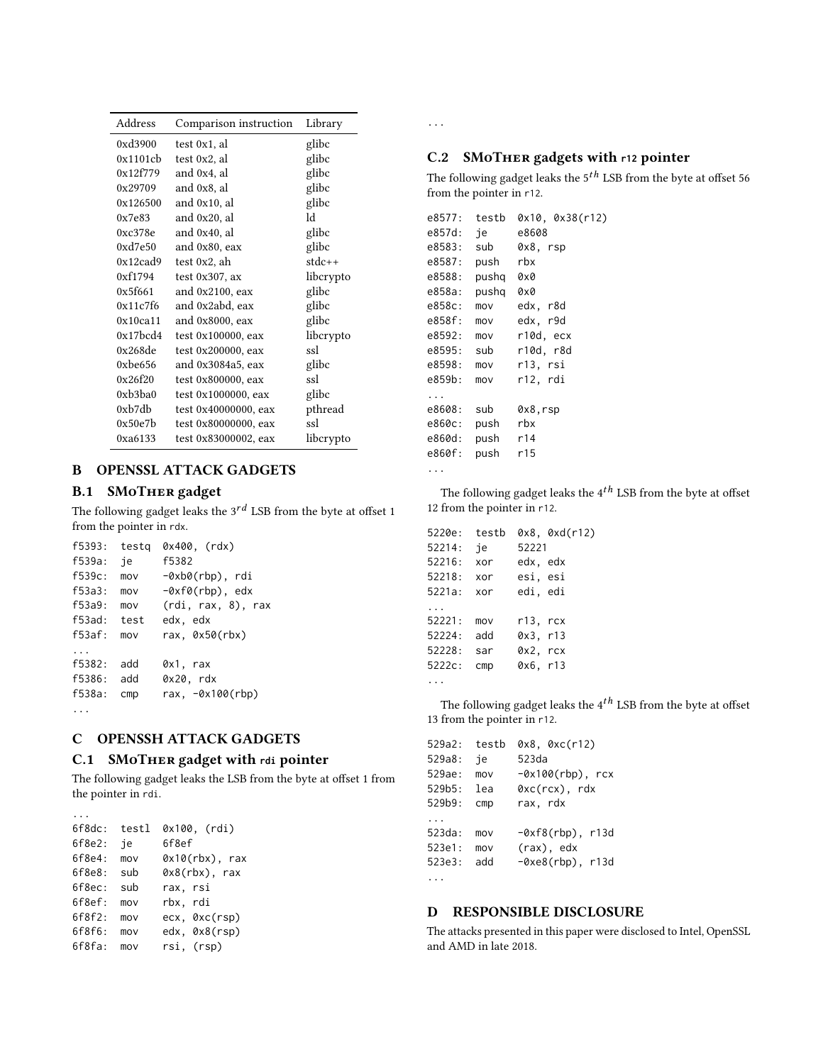| Address | Comparison instruction | Library |
|---|---|---|
| 0xd3900 | test 0x1, al | glibc |
| 0x1101cb | test 0x2, al | glibc |
| 0x12f779 | and 0x4, al | glibc |
| 0x29709 | and 0x8, al | glibc |
| 0x126500 | and 0x10, al | glibc |
| 0x7e83 | and 0x20, al | ld |
| 0xc378e | and 0x40, al | glibc |
| 0xd7e50 | and 0x80, eax | glibc |
| 0x12cad9 | test 0x2, ah | stdc++ |
| 0xf1794 | test 0x307, ax | libcrypto |
| 0x5f661 | and 0x2100, eax | glibc |
| 0x11c7f6 | and 0x2abd, eax | glibc |
| 0x10ca11 | and 0x8000, eax | glibc |
| 0x17bcd4 | test 0x100000, eax | libcrypto |
| 0x268de | test 0x200000, eax | ssl |
| 0xbe656 | and 0x3084a5, eax | glibc |
| 0x26f20 | test 0x800000, eax | ssl |
| 0xb3ba0 | test 0x1000000, eax | glibc |
| 0xb7db | test 0x40000000, eax | pthread |
| 0x50e7b | test 0x80000000, eax | ssl |
| 0xa6133 | test 0x83000002, eax | libcrypto |

# B OPENSSL ATTACK GADGETS

## B.1 SMoTher gadget

The following gadget leaks the $3^{rd}$ LSB from the byte at offset 1 from the pointer in rdx.

```
f5393:  testq  0x400, (rdx)
f539a:  je     f5382
f539c:  mov    -0xb0(rbp), rdi
f53a3:  mov    -0xf0(rbp), edx
f53a9:  mov    (rdi, rax, 8), rax
f53ad:  test   edx, edx
f53af:  mov    rax, 0x50(rbx)
...
f5382:  add    0x1, rax
f5386:  add    0x20, rdx
f538a:  cmp    rax, -0x100(rbp)
...
```

# C OPENSSH ATTACK GADGETS

## C.1 SMoTher gadget with rdi pointer

The following gadget leaks the LSB from the byte at offset 1 from the pointer in rdi.

```
...
6f8dc:  testl  0x100, (rdi)
6f8e2:  je     6f8ef
6f8e4:  mov    0x10(rbx), rax
6f8e8:  sub    0x8(rbx), rax
6f8ec:  sub    rax, rsi
6f8ef:  mov    rbx, rdi
6f8f2:  mov    ecx, 0xc(rsp)
6f8f6:  mov    edx, 0x8(rsp)
6f8fa:  mov    rsi, (rsp)
...
```

## C.2 SMoTher gadgets with r12 pointer

The following gadget leaks the $5^{th}$ LSB from the byte at offset 56 from the pointer in r12.

```
e8577:  testb  0x10, 0x38(r12)
e857d:  je     e8608
e8583:  sub    0x8, rsp
e8587:  push   rbx
e8588:  pushq  0x0
e858a:  pushq  0x0
e858c:  mov    edx, r8d
e858f:  mov    edx, r9d
e8592:  mov    r10d, ecx
e8595:  sub    r10d, r8d
e8598:  mov    r13, rsi
e859b:  mov    r12, rdi
...
e8608:  sub    0x8,rsp
e860c:  push   rbx
e860d:  push   r14
e860f:  push   r15
...
```

The following gadget leaks the $4^{th}$ LSB from the byte at offset 12 from the pointer in r12.

```
5220e:  testb  0x8, 0xd(r12)
52214:  je     52221
52216:  xor    edx, edx
52218:  xor    esi, esi
5221a:  xor    edi, edi
...
52221:  mov    r13, rcx
52224:  add    0x3, r13
52228:  sar    0x2, rcx
5222c:  cmp    0x6, r13
...
```

The following gadget leaks the $4^{th}$ LSB from the byte at offset 13 from the pointer in r12.

```
529a2:  testb  0x8, 0xc(r12)
529a8:  je     523da
529ae:  mov    -0x100(rbp), rcx
529b5:  lea    0xc(rcx), rdx
529b9:  cmp    rax, rdx
...
523da:  mov    -0xf8(rbp), r13d
523e1:  mov    (rax), edx
523e3:  add    -0xe8(rbp), r13d
...
```

# D RESPONSIBLE DISCLOSURE

The attacks presented in this paper were disclosed to Intel, OpenSSL and AMD in late 2018.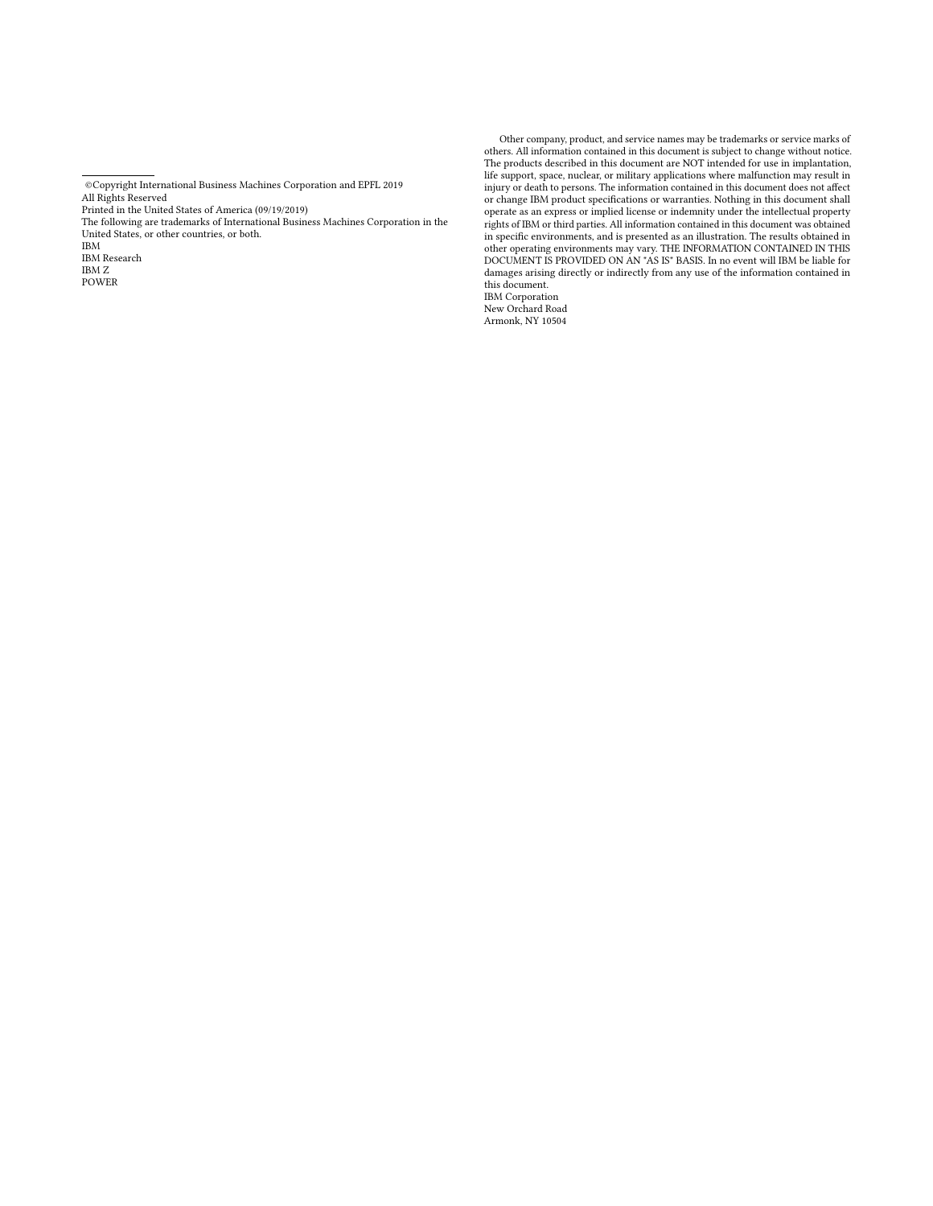©Copyright International Business Machines Corporation and EPFL 2019
All Rights Reserved
Printed in the United States of America (09/19/2019)
The following are trademarks of International Business Machines Corporation in the United States, or other countries, or both.
IBM
IBM Research
IBM Z
POWER

Other company, product, and service names may be trademarks or service marks of others. All information contained in this document is subject to change without notice. The products described in this document are NOT intended for use in implantation, life support, space, nuclear, or military applications where malfunction may result in injury or death to persons. The information contained in this document does not affect or change IBM product specifications or warranties. Nothing in this document shall operate as an express or implied license or indemnity under the intellectual property rights of IBM or third parties. All information contained in this document was obtained in specific environments, and is presented as an illustration. The results obtained in other operating environments may vary. THE INFORMATION CONTAINED IN THIS DOCUMENT IS PROVIDED ON AN "AS IS" BASIS. In no event will IBM be liable for damages arising directly or indirectly from any use of the information contained in this document.
IBM Corporation
New Orchard Road
Armonk, NY 10504